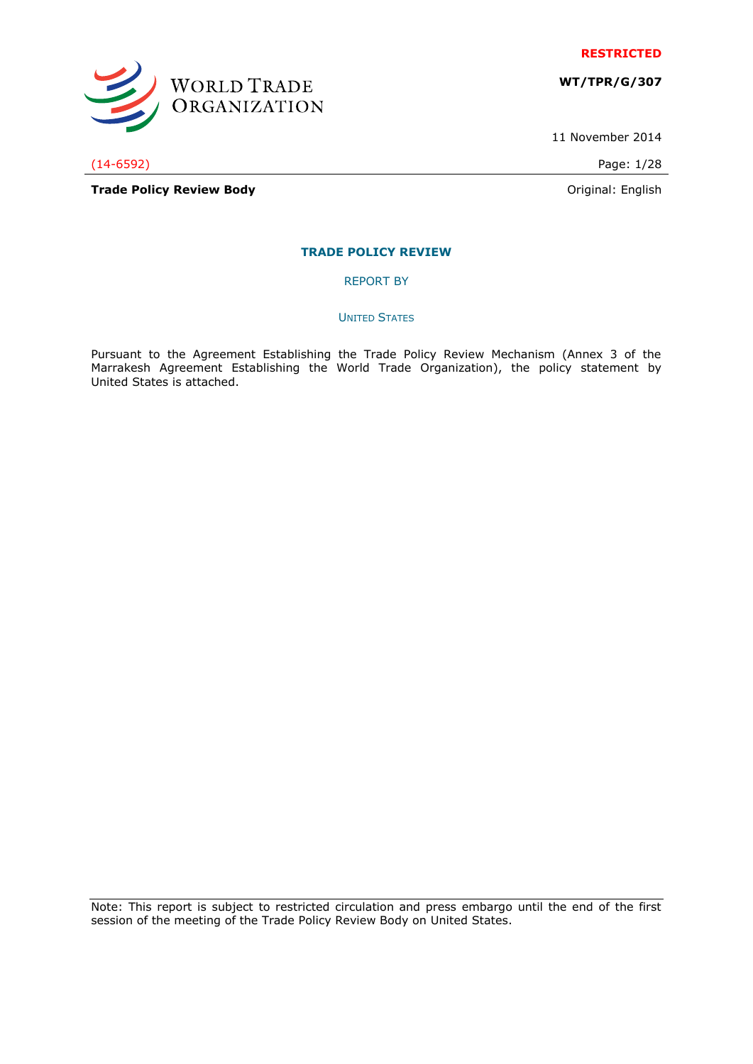**RESTRICTED**

**WT/TPR/G/307**

11 November 2014

(14-6592)

**Trade Policy Review Body**

Original: English

# TRADE POLICY REVIEW

REPORT BY

UNITED STATES

Pursuant to the Agreement Establishing the Trade Policy Review Mechanism (Annex 3 of the Marrakesh Agreement Establishing the World Trade Organization), the policy statement by United States is attached.

Note: This report is subject to restricted circulation and press embargo until the end of the first session of the meeting of the Trade Policy Review Body on United States.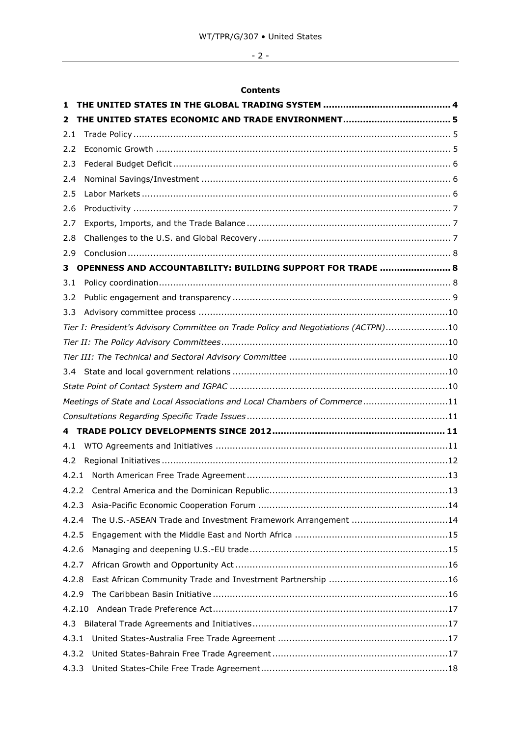**Contents**

**1 THE UNITED STATES IN THE GLOBAL TRADING SYSTEM ............................................ 4**

**2 THE UNITED STATES ECONOMIC AND TRADE ENVIRONMENT...................................... 5**

2.1 Trade Policy ............................................................................................................... 5

2.2 Economic Growth ....................................................................................................... 5

2.3 Federal Budget Deficit ................................................................................................. 6

2.4 Nominal Savings/Investment ....................................................................................... 6

2.5 Labor Markets ............................................................................................................ 6

2.6 Productivity ................................................................................................................ 7

2.7 Exports, Imports, and the Trade Balance ....................................................................... 7

2.8 Challenges to the U.S. and Global Recovery ................................................................... 7

2.9 Conclusion ................................................................................................................. 8

**3 OPENNESS AND ACCOUNTABILITY: BUILDING SUPPORT FOR TRADE ........................ 8**

3.1 Policy coordination...................................................................................................... 8

3.2 Public engagement and transparency ............................................................................ 9

3.3 Advisory committee process .......................................................................................10

*Tier I: President's Advisory Committee on Trade Policy and Negotiations (ACTPN)......................10*

*Tier II: The Policy Advisory Committees...............................................................................10*

*Tier III: The Technical and Sectoral Advisory Committee .......................................................10*

3.4 State and local government relations ...........................................................................10

*State Point of Contact System and IGPAC ............................................................................10*

*Meetings of State and Local Associations and Local Chambers of Commerce..............................11*

*Consultations Regarding Specific Trade Issues......................................................................11*

**4 TRADE POLICY DEVELOPMENTS SINCE 2012............................................................ 11**

4.1 WTO Agreements and Initiatives .................................................................................11

4.2 Regional Initiatives ....................................................................................................12

4.2.1 North American Free Trade Agreement ......................................................................13

4.2.2 Central America and the Dominican Republic...............................................................13

4.2.3 Asia-Pacific Economic Cooperation Forum ...................................................................14

4.2.4 The U.S.-ASEAN Trade and Investment Framework Arrangement ..................................14

4.2.5 Engagement with the Middle East and North Africa ......................................................15

4.2.6 Managing and deepening U.S.-EU trade......................................................................15

4.2.7 African Growth and Opportunity Act ...........................................................................16

4.2.8 East African Community Trade and Investment Partnership ..........................................16

4.2.9 The Caribbean Basin Initiative ...................................................................................16

4.2.10 Andean Trade Preference Act...................................................................................17

4.3 Bilateral Trade Agreements and Initiatives.....................................................................17

4.3.1 United States-Australia Free Trade Agreement ............................................................17

4.3.2 United States-Bahrain Free Trade Agreement ..............................................................17

4.3.3 United States-Chile Free Trade Agreement..................................................................18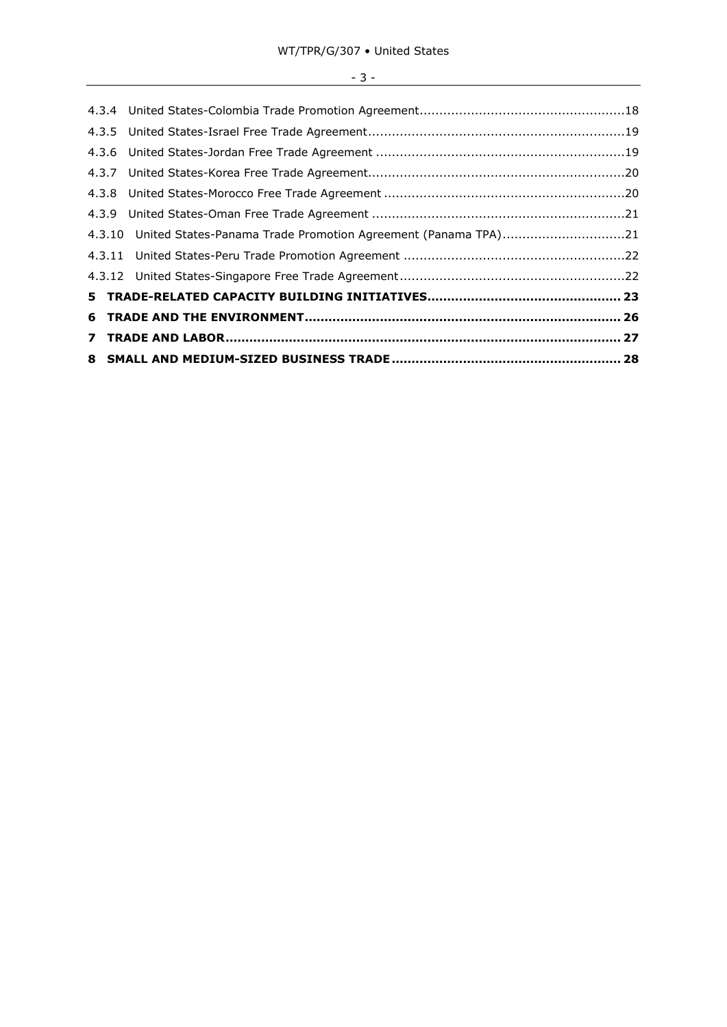4.3.4 United States-Colombia Trade Promotion Agreement....................................................18

4.3.5 United States-Israel Free Trade Agreement.................................................................19

4.3.6 United States-Jordan Free Trade Agreement ...............................................................19

4.3.7 United States-Korea Free Trade Agreement.................................................................20

4.3.8 United States-Morocco Free Trade Agreement .............................................................20

4.3.9 United States-Oman Free Trade Agreement ................................................................21

4.3.10 United States-Panama Trade Promotion Agreement (Panama TPA)...............................21

4.3.11 United States-Peru Trade Promotion Agreement ........................................................22

4.3.12 United States-Singapore Free Trade Agreement.........................................................22

**5 TRADE-RELATED CAPACITY BUILDING INITIATIVES................................................ 23**

**6 TRADE AND THE ENVIRONMENT.............................................................................. 26**

**7 TRADE AND LABOR.................................................................................................. 27**

**8 SMALL AND MEDIUM-SIZED BUSINESS TRADE ......................................................... 28**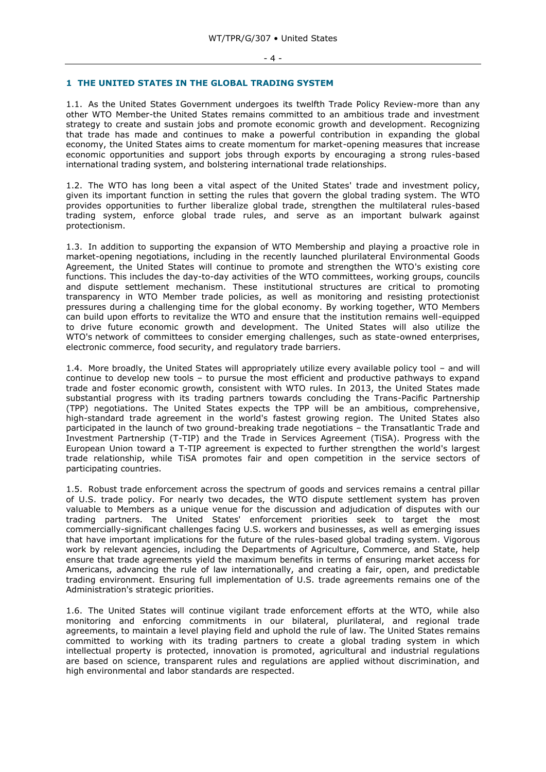# 1 THE UNITED STATES IN THE GLOBAL TRADING SYSTEM

1.1. As the United States Government undergoes its twelfth Trade Policy Review-more than any other WTO Member-the United States remains committed to an ambitious trade and investment strategy to create and sustain jobs and promote economic growth and development. Recognizing that trade has made and continues to make a powerful contribution in expanding the global economy, the United States aims to create momentum for market-opening measures that increase economic opportunities and support jobs through exports by encouraging a strong rules-based international trading system, and bolstering international trade relationships.

1.2. The WTO has long been a vital aspect of the United States' trade and investment policy, given its important function in setting the rules that govern the global trading system. The WTO provides opportunities to further liberalize global trade, strengthen the multilateral rules-based trading system, enforce global trade rules, and serve as an important bulwark against protectionism.

1.3. In addition to supporting the expansion of WTO Membership and playing a proactive role in market-opening negotiations, including in the recently launched plurilateral Environmental Goods Agreement, the United States will continue to promote and strengthen the WTO's existing core functions. This includes the day-to-day activities of the WTO committees, working groups, councils and dispute settlement mechanism. These institutional structures are critical to promoting transparency in WTO Member trade policies, as well as monitoring and resisting protectionist pressures during a challenging time for the global economy. By working together, WTO Members can build upon efforts to revitalize the WTO and ensure that the institution remains well-equipped to drive future economic growth and development. The United States will also utilize the WTO's network of committees to consider emerging challenges, such as state-owned enterprises, electronic commerce, food security, and regulatory trade barriers.

1.4. More broadly, the United States will appropriately utilize every available policy tool – and will continue to develop new tools – to pursue the most efficient and productive pathways to expand trade and foster economic growth, consistent with WTO rules. In 2013, the United States made substantial progress with its trading partners towards concluding the Trans-Pacific Partnership (TPP) negotiations. The United States expects the TPP will be an ambitious, comprehensive, high-standard trade agreement in the world's fastest growing region. The United States also participated in the launch of two ground-breaking trade negotiations – the Transatlantic Trade and Investment Partnership (T-TIP) and the Trade in Services Agreement (TiSA). Progress with the European Union toward a T-TIP agreement is expected to further strengthen the world's largest trade relationship, while TiSA promotes fair and open competition in the service sectors of participating countries.

1.5. Robust trade enforcement across the spectrum of goods and services remains a central pillar of U.S. trade policy. For nearly two decades, the WTO dispute settlement system has proven valuable to Members as a unique venue for the discussion and adjudication of disputes with our trading partners. The United States' enforcement priorities seek to target the most commercially-significant challenges facing U.S. workers and businesses, as well as emerging issues that have important implications for the future of the rules-based global trading system. Vigorous work by relevant agencies, including the Departments of Agriculture, Commerce, and State, help ensure that trade agreements yield the maximum benefits in terms of ensuring market access for Americans, advancing the rule of law internationally, and creating a fair, open, and predictable trading environment. Ensuring full implementation of U.S. trade agreements remains one of the Administration's strategic priorities.

1.6. The United States will continue vigilant trade enforcement efforts at the WTO, while also monitoring and enforcing commitments in our bilateral, plurilateral, and regional trade agreements, to maintain a level playing field and uphold the rule of law. The United States remains committed to working with its trading partners to create a global trading system in which intellectual property is protected, innovation is promoted, agricultural and industrial regulations are based on science, transparent rules and regulations are applied without discrimination, and high environmental and labor standards are respected.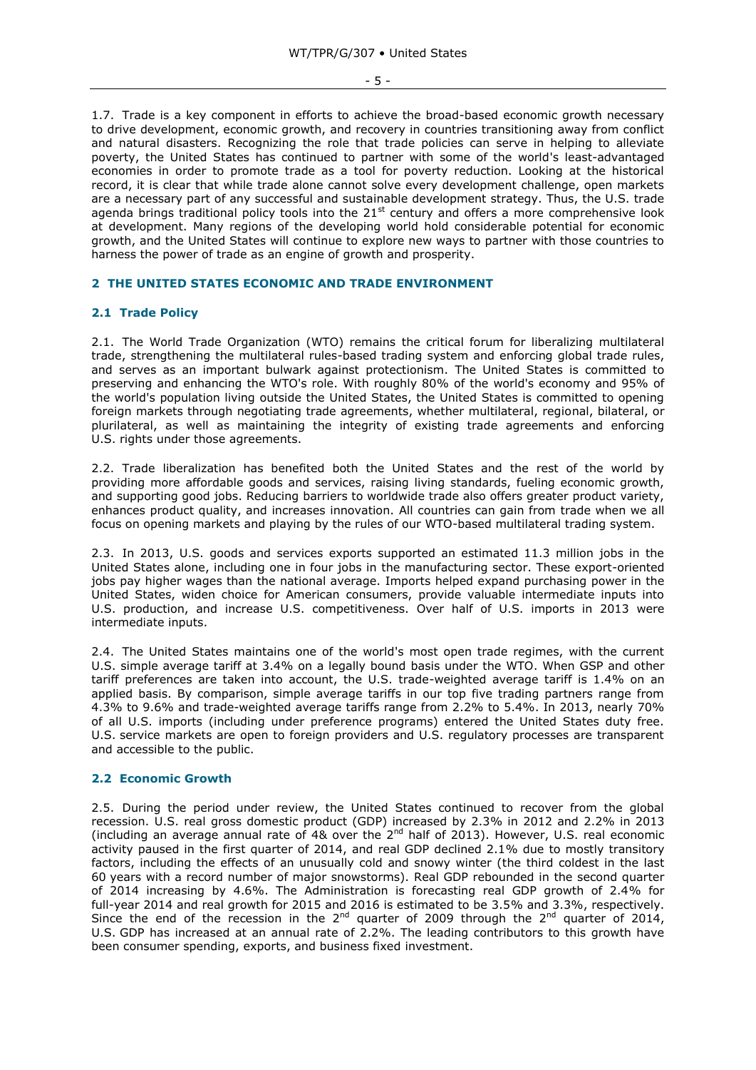1.7. Trade is a key component in efforts to achieve the broad-based economic growth necessary to drive development, economic growth, and recovery in countries transitioning away from conflict and natural disasters. Recognizing the role that trade policies can serve in helping to alleviate poverty, the United States has continued to partner with some of the world's least-advantaged economies in order to promote trade as a tool for poverty reduction. Looking at the historical record, it is clear that while trade alone cannot solve every development challenge, open markets are a necessary part of any successful and sustainable development strategy. Thus, the U.S. trade agenda brings traditional policy tools into the 21st century and offers a more comprehensive look at development. Many regions of the developing world hold considerable potential for economic growth, and the United States will continue to explore new ways to partner with those countries to harness the power of trade as an engine of growth and prosperity.

## 2 THE UNITED STATES ECONOMIC AND TRADE ENVIRONMENT

### 2.1 Trade Policy

2.1. The World Trade Organization (WTO) remains the critical forum for liberalizing multilateral trade, strengthening the multilateral rules-based trading system and enforcing global trade rules, and serves as an important bulwark against protectionism. The United States is committed to preserving and enhancing the WTO's role. With roughly 80% of the world's economy and 95% of the world's population living outside the United States, the United States is committed to opening foreign markets through negotiating trade agreements, whether multilateral, regional, bilateral, or plurilateral, as well as maintaining the integrity of existing trade agreements and enforcing U.S. rights under those agreements.

2.2. Trade liberalization has benefited both the United States and the rest of the world by providing more affordable goods and services, raising living standards, fueling economic growth, and supporting good jobs. Reducing barriers to worldwide trade also offers greater product variety, enhances product quality, and increases innovation. All countries can gain from trade when we all focus on opening markets and playing by the rules of our WTO-based multilateral trading system.

2.3. In 2013, U.S. goods and services exports supported an estimated 11.3 million jobs in the United States alone, including one in four jobs in the manufacturing sector. These export-oriented jobs pay higher wages than the national average. Imports helped expand purchasing power in the United States, widen choice for American consumers, provide valuable intermediate inputs into U.S. production, and increase U.S. competitiveness. Over half of U.S. imports in 2013 were intermediate inputs.

2.4. The United States maintains one of the world's most open trade regimes, with the current U.S. simple average tariff at 3.4% on a legally bound basis under the WTO. When GSP and other tariff preferences are taken into account, the U.S. trade-weighted average tariff is 1.4% on an applied basis. By comparison, simple average tariffs in our top five trading partners range from 4.3% to 9.6% and trade-weighted average tariffs range from 2.2% to 5.4%. In 2013, nearly 70% of all U.S. imports (including under preference programs) entered the United States duty free. U.S. service markets are open to foreign providers and U.S. regulatory processes are transparent and accessible to the public.

### 2.2 Economic Growth

2.5. During the period under review, the United States continued to recover from the global recession. U.S. real gross domestic product (GDP) increased by 2.3% in 2012 and 2.2% in 2013 (including an average annual rate of 4& over the 2nd half of 2013). However, U.S. real economic activity paused in the first quarter of 2014, and real GDP declined 2.1% due to mostly transitory factors, including the effects of an unusually cold and snowy winter (the third coldest in the last 60 years with a record number of major snowstorms). Real GDP rebounded in the second quarter of 2014 increasing by 4.6%. The Administration is forecasting real GDP growth of 2.4% for full-year 2014 and real growth for 2015 and 2016 is estimated to be 3.5% and 3.3%, respectively. Since the end of the recession in the 2nd quarter of 2009 through the 2nd quarter of 2014, U.S. GDP has increased at an annual rate of 2.2%. The leading contributors to this growth have been consumer spending, exports, and business fixed investment.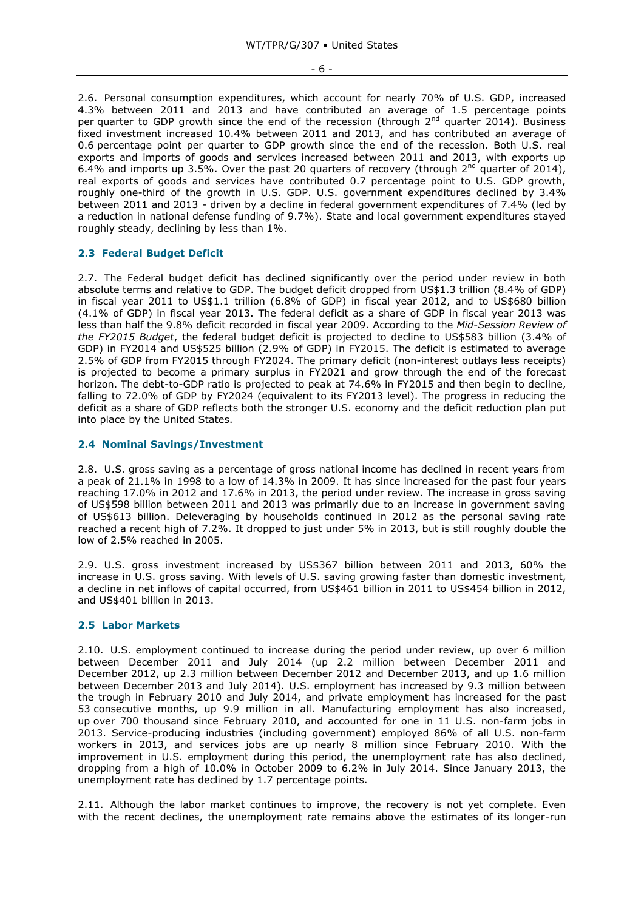2.6. Personal consumption expenditures, which account for nearly 70% of U.S. GDP, increased 4.3% between 2011 and 2013 and have contributed an average of 1.5 percentage points per quarter to GDP growth since the end of the recession (through 2nd quarter 2014). Business fixed investment increased 10.4% between 2011 and 2013, and has contributed an average of 0.6 percentage point per quarter to GDP growth since the end of the recession. Both U.S. real exports and imports of goods and services increased between 2011 and 2013, with exports up 6.4% and imports up 3.5%. Over the past 20 quarters of recovery (through 2nd quarter of 2014), real exports of goods and services have contributed 0.7 percentage point to U.S. GDP growth, roughly one-third of the growth in U.S. GDP. U.S. government expenditures declined by 3.4% between 2011 and 2013 - driven by a decline in federal government expenditures of 7.4% (led by a reduction in national defense funding of 9.7%). State and local government expenditures stayed roughly steady, declining by less than 1%.

## 2.3 Federal Budget Deficit

2.7. The Federal budget deficit has declined significantly over the period under review in both absolute terms and relative to GDP. The budget deficit dropped from US$1.3 trillion (8.4% of GDP) in fiscal year 2011 to US$1.1 trillion (6.8% of GDP) in fiscal year 2012, and to US$680 billion (4.1% of GDP) in fiscal year 2013. The federal deficit as a share of GDP in fiscal year 2013 was less than half the 9.8% deficit recorded in fiscal year 2009. According to the *Mid-Session Review of the FY2015 Budget*, the federal budget deficit is projected to decline to US$583 billion (3.4% of GDP) in FY2014 and US$525 billion (2.9% of GDP) in FY2015. The deficit is estimated to average 2.5% of GDP from FY2015 through FY2024. The primary deficit (non-interest outlays less receipts) is projected to become a primary surplus in FY2021 and grow through the end of the forecast horizon. The debt-to-GDP ratio is projected to peak at 74.6% in FY2015 and then begin to decline, falling to 72.0% of GDP by FY2024 (equivalent to its FY2013 level). The progress in reducing the deficit as a share of GDP reflects both the stronger U.S. economy and the deficit reduction plan put into place by the United States.

## 2.4 Nominal Savings/Investment

2.8. U.S. gross saving as a percentage of gross national income has declined in recent years from a peak of 21.1% in 1998 to a low of 14.3% in 2009. It has since increased for the past four years reaching 17.0% in 2012 and 17.6% in 2013, the period under review. The increase in gross saving of US$598 billion between 2011 and 2013 was primarily due to an increase in government saving of US$613 billion. Deleveraging by households continued in 2012 as the personal saving rate reached a recent high of 7.2%. It dropped to just under 5% in 2013, but is still roughly double the low of 2.5% reached in 2005.

2.9. U.S. gross investment increased by US$367 billion between 2011 and 2013, 60% the increase in U.S. gross saving. With levels of U.S. saving growing faster than domestic investment, a decline in net inflows of capital occurred, from US$461 billion in 2011 to US$454 billion in 2012, and US$401 billion in 2013.

## 2.5 Labor Markets

2.10. U.S. employment continued to increase during the period under review, up over 6 million between December 2011 and July 2014 (up 2.2 million between December 2011 and December 2012, up 2.3 million between December 2012 and December 2013, and up 1.6 million between December 2013 and July 2014). U.S. employment has increased by 9.3 million between the trough in February 2010 and July 2014, and private employment has increased for the past 53 consecutive months, up 9.9 million in all. Manufacturing employment has also increased, up over 700 thousand since February 2010, and accounted for one in 11 U.S. non-farm jobs in 2013. Service-producing industries (including government) employed 86% of all U.S. non-farm workers in 2013, and services jobs are up nearly 8 million since February 2010. With the improvement in U.S. employment during this period, the unemployment rate has also declined, dropping from a high of 10.0% in October 2009 to 6.2% in July 2014. Since January 2013, the unemployment rate has declined by 1.7 percentage points.

2.11. Although the labor market continues to improve, the recovery is not yet complete. Even with the recent declines, the unemployment rate remains above the estimates of its longer-run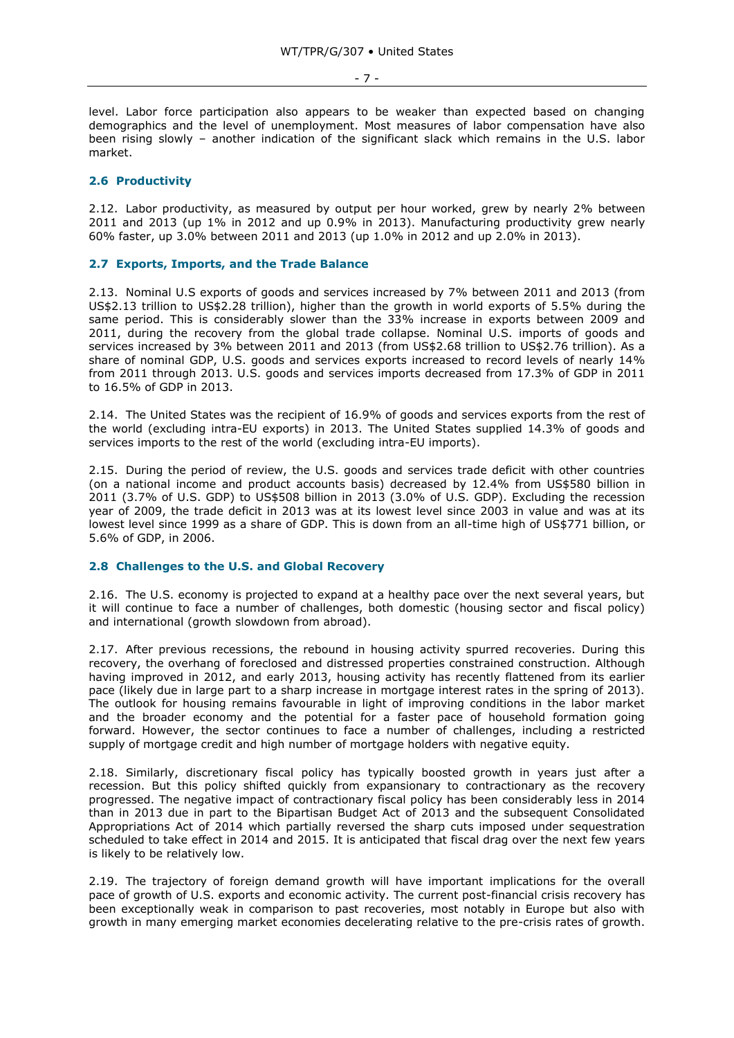level. Labor force participation also appears to be weaker than expected based on changing demographics and the level of unemployment. Most measures of labor compensation have also been rising slowly – another indication of the significant slack which remains in the U.S. labor market.

### 2.6 Productivity

2.12. Labor productivity, as measured by output per hour worked, grew by nearly 2% between 2011 and 2013 (up 1% in 2012 and up 0.9% in 2013). Manufacturing productivity grew nearly 60% faster, up 3.0% between 2011 and 2013 (up 1.0% in 2012 and up 2.0% in 2013).

### 2.7 Exports, Imports, and the Trade Balance

2.13. Nominal U.S exports of goods and services increased by 7% between 2011 and 2013 (from US$2.13 trillion to US$2.28 trillion), higher than the growth in world exports of 5.5% during the same period. This is considerably slower than the 33% increase in exports between 2009 and 2011, during the recovery from the global trade collapse. Nominal U.S. imports of goods and services increased by 3% between 2011 and 2013 (from US$2.68 trillion to US$2.76 trillion). As a share of nominal GDP, U.S. goods and services exports increased to record levels of nearly 14% from 2011 through 2013. U.S. goods and services imports decreased from 17.3% of GDP in 2011 to 16.5% of GDP in 2013.

2.14. The United States was the recipient of 16.9% of goods and services exports from the rest of the world (excluding intra-EU exports) in 2013. The United States supplied 14.3% of goods and services imports to the rest of the world (excluding intra-EU imports).

2.15. During the period of review, the U.S. goods and services trade deficit with other countries (on a national income and product accounts basis) decreased by 12.4% from US$580 billion in 2011 (3.7% of U.S. GDP) to US$508 billion in 2013 (3.0% of U.S. GDP). Excluding the recession year of 2009, the trade deficit in 2013 was at its lowest level since 2003 in value and was at its lowest level since 1999 as a share of GDP. This is down from an all-time high of US$771 billion, or 5.6% of GDP, in 2006.

### 2.8 Challenges to the U.S. and Global Recovery

2.16. The U.S. economy is projected to expand at a healthy pace over the next several years, but it will continue to face a number of challenges, both domestic (housing sector and fiscal policy) and international (growth slowdown from abroad).

2.17. After previous recessions, the rebound in housing activity spurred recoveries. During this recovery, the overhang of foreclosed and distressed properties constrained construction. Although having improved in 2012, and early 2013, housing activity has recently flattened from its earlier pace (likely due in large part to a sharp increase in mortgage interest rates in the spring of 2013). The outlook for housing remains favourable in light of improving conditions in the labor market and the broader economy and the potential for a faster pace of household formation going forward. However, the sector continues to face a number of challenges, including a restricted supply of mortgage credit and high number of mortgage holders with negative equity.

2.18. Similarly, discretionary fiscal policy has typically boosted growth in years just after a recession. But this policy shifted quickly from expansionary to contractionary as the recovery progressed. The negative impact of contractionary fiscal policy has been considerably less in 2014 than in 2013 due in part to the Bipartisan Budget Act of 2013 and the subsequent Consolidated Appropriations Act of 2014 which partially reversed the sharp cuts imposed under sequestration scheduled to take effect in 2014 and 2015. It is anticipated that fiscal drag over the next few years is likely to be relatively low.

2.19. The trajectory of foreign demand growth will have important implications for the overall pace of growth of U.S. exports and economic activity. The current post-financial crisis recovery has been exceptionally weak in comparison to past recoveries, most notably in Europe but also with growth in many emerging market economies decelerating relative to the pre-crisis rates of growth.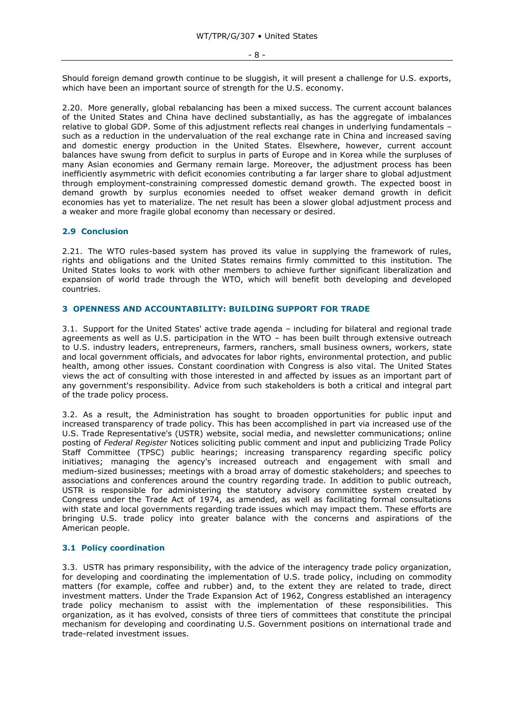Should foreign demand growth continue to be sluggish, it will present a challenge for U.S. exports, which have been an important source of strength for the U.S. economy.

2.20. More generally, global rebalancing has been a mixed success. The current account balances of the United States and China have declined substantially, as has the aggregate of imbalances relative to global GDP. Some of this adjustment reflects real changes in underlying fundamentals – such as a reduction in the undervaluation of the real exchange rate in China and increased saving and domestic energy production in the United States. Elsewhere, however, current account balances have swung from deficit to surplus in parts of Europe and in Korea while the surpluses of many Asian economies and Germany remain large. Moreover, the adjustment process has been inefficiently asymmetric with deficit economies contributing a far larger share to global adjustment through employment-constraining compressed domestic demand growth. The expected boost in demand growth by surplus economies needed to offset weaker demand growth in deficit economies has yet to materialize. The net result has been a slower global adjustment process and a weaker and more fragile global economy than necessary or desired.

### 2.9 Conclusion

2.21. The WTO rules-based system has proved its value in supplying the framework of rules, rights and obligations and the United States remains firmly committed to this institution. The United States looks to work with other members to achieve further significant liberalization and expansion of world trade through the WTO, which will benefit both developing and developed countries.

## 3 OPENNESS AND ACCOUNTABILITY: BUILDING SUPPORT FOR TRADE

3.1. Support for the United States' active trade agenda – including for bilateral and regional trade agreements as well as U.S. participation in the WTO – has been built through extensive outreach to U.S. industry leaders, entrepreneurs, farmers, ranchers, small business owners, workers, state and local government officials, and advocates for labor rights, environmental protection, and public health, among other issues. Constant coordination with Congress is also vital. The United States views the act of consulting with those interested in and affected by issues as an important part of any government's responsibility. Advice from such stakeholders is both a critical and integral part of the trade policy process.

3.2. As a result, the Administration has sought to broaden opportunities for public input and increased transparency of trade policy. This has been accomplished in part via increased use of the U.S. Trade Representative's (USTR) website, social media, and newsletter communications; online posting of *Federal Register* Notices soliciting public comment and input and publicizing Trade Policy Staff Committee (TPSC) public hearings; increasing transparency regarding specific policy initiatives; managing the agency's increased outreach and engagement with small and medium-sized businesses; meetings with a broad array of domestic stakeholders; and speeches to associations and conferences around the country regarding trade. In addition to public outreach, USTR is responsible for administering the statutory advisory committee system created by Congress under the Trade Act of 1974, as amended, as well as facilitating formal consultations with state and local governments regarding trade issues which may impact them. These efforts are bringing U.S. trade policy into greater balance with the concerns and aspirations of the American people.

### 3.1 Policy coordination

3.3. USTR has primary responsibility, with the advice of the interagency trade policy organization, for developing and coordinating the implementation of U.S. trade policy, including on commodity matters (for example, coffee and rubber) and, to the extent they are related to trade, direct investment matters. Under the Trade Expansion Act of 1962, Congress established an interagency trade policy mechanism to assist with the implementation of these responsibilities. This organization, as it has evolved, consists of three tiers of committees that constitute the principal mechanism for developing and coordinating U.S. Government positions on international trade and trade-related investment issues.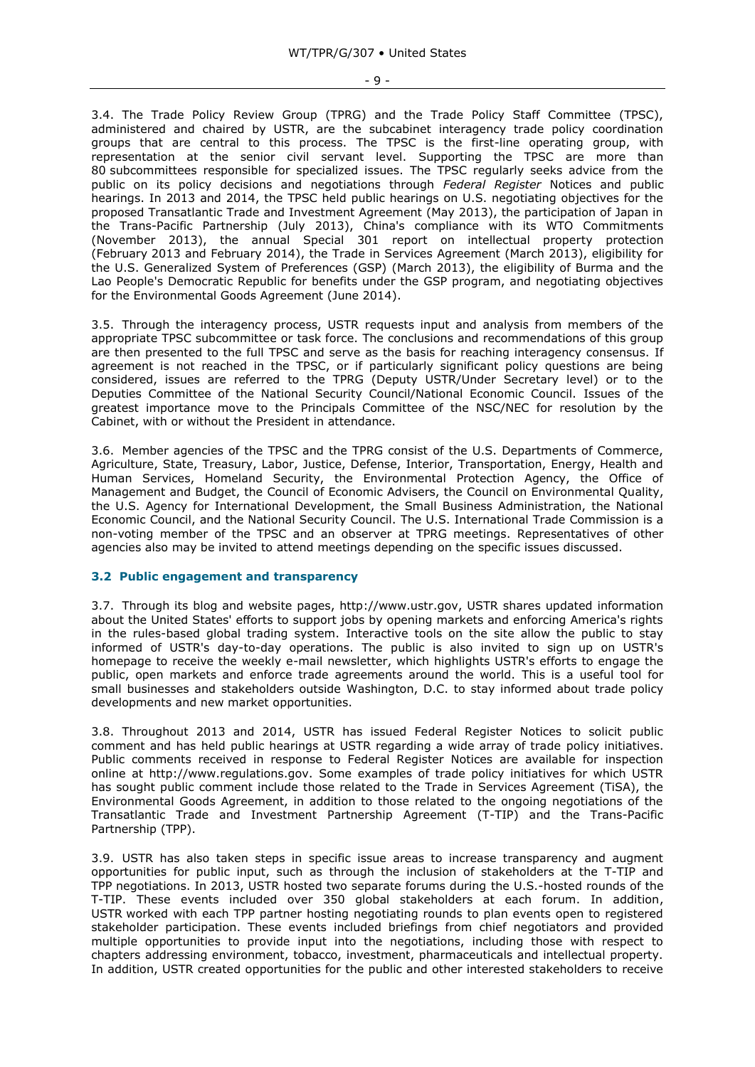3.4. The Trade Policy Review Group (TPRG) and the Trade Policy Staff Committee (TPSC), administered and chaired by USTR, are the subcabinet interagency trade policy coordination groups that are central to this process. The TPSC is the first-line operating group, with representation at the senior civil servant level. Supporting the TPSC are more than 80 subcommittees responsible for specialized issues. The TPSC regularly seeks advice from the public on its policy decisions and negotiations through *Federal Register* Notices and public hearings. In 2013 and 2014, the TPSC held public hearings on U.S. negotiating objectives for the proposed Transatlantic Trade and Investment Agreement (May 2013), the participation of Japan in the Trans-Pacific Partnership (July 2013), China's compliance with its WTO Commitments (November 2013), the annual Special 301 report on intellectual property protection (February 2013 and February 2014), the Trade in Services Agreement (March 2013), eligibility for the U.S. Generalized System of Preferences (GSP) (March 2013), the eligibility of Burma and the Lao People's Democratic Republic for benefits under the GSP program, and negotiating objectives for the Environmental Goods Agreement (June 2014).

3.5. Through the interagency process, USTR requests input and analysis from members of the appropriate TPSC subcommittee or task force. The conclusions and recommendations of this group are then presented to the full TPSC and serve as the basis for reaching interagency consensus. If agreement is not reached in the TPSC, or if particularly significant policy questions are being considered, issues are referred to the TPRG (Deputy USTR/Under Secretary level) or to the Deputies Committee of the National Security Council/National Economic Council. Issues of the greatest importance move to the Principals Committee of the NSC/NEC for resolution by the Cabinet, with or without the President in attendance.

3.6. Member agencies of the TPSC and the TPRG consist of the U.S. Departments of Commerce, Agriculture, State, Treasury, Labor, Justice, Defense, Interior, Transportation, Energy, Health and Human Services, Homeland Security, the Environmental Protection Agency, the Office of Management and Budget, the Council of Economic Advisers, the Council on Environmental Quality, the U.S. Agency for International Development, the Small Business Administration, the National Economic Council, and the National Security Council. The U.S. International Trade Commission is a non-voting member of the TPSC and an observer at TPRG meetings. Representatives of other agencies also may be invited to attend meetings depending on the specific issues discussed.

### 3.2 Public engagement and transparency

3.7. Through its blog and website pages, http://www.ustr.gov, USTR shares updated information about the United States' efforts to support jobs by opening markets and enforcing America's rights in the rules-based global trading system. Interactive tools on the site allow the public to stay informed of USTR's day-to-day operations. The public is also invited to sign up on USTR's homepage to receive the weekly e-mail newsletter, which highlights USTR's efforts to engage the public, open markets and enforce trade agreements around the world. This is a useful tool for small businesses and stakeholders outside Washington, D.C. to stay informed about trade policy developments and new market opportunities.

3.8. Throughout 2013 and 2014, USTR has issued Federal Register Notices to solicit public comment and has held public hearings at USTR regarding a wide array of trade policy initiatives. Public comments received in response to Federal Register Notices are available for inspection online at http://www.regulations.gov. Some examples of trade policy initiatives for which USTR has sought public comment include those related to the Trade in Services Agreement (TiSA), the Environmental Goods Agreement, in addition to those related to the ongoing negotiations of the Transatlantic Trade and Investment Partnership Agreement (T-TIP) and the Trans-Pacific Partnership (TPP).

3.9. USTR has also taken steps in specific issue areas to increase transparency and augment opportunities for public input, such as through the inclusion of stakeholders at the T-TIP and TPP negotiations. In 2013, USTR hosted two separate forums during the U.S.-hosted rounds of the T-TIP. These events included over 350 global stakeholders at each forum. In addition, USTR worked with each TPP partner hosting negotiating rounds to plan events open to registered stakeholder participation. These events included briefings from chief negotiators and provided multiple opportunities to provide input into the negotiations, including those with respect to chapters addressing environment, tobacco, investment, pharmaceuticals and intellectual property. In addition, USTR created opportunities for the public and other interested stakeholders to receive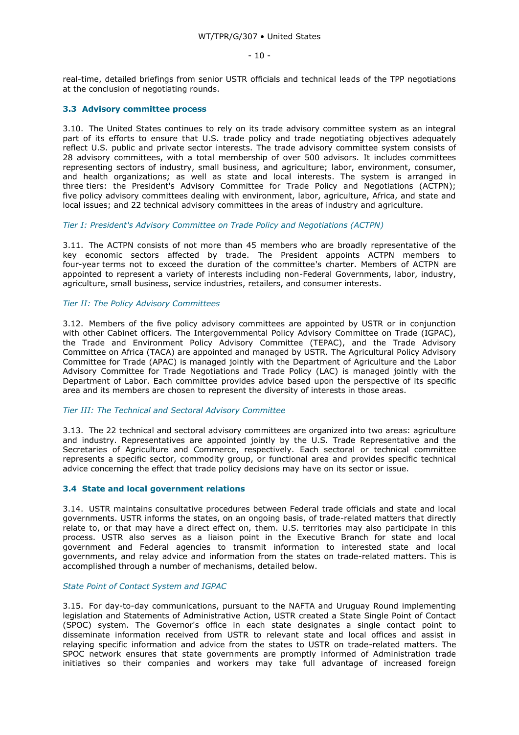real-time, detailed briefings from senior USTR officials and technical leads of the TPP negotiations at the conclusion of negotiating rounds.

### 3.3 Advisory committee process

3.10. The United States continues to rely on its trade advisory committee system as an integral part of its efforts to ensure that U.S. trade policy and trade negotiating objectives adequately reflect U.S. public and private sector interests. The trade advisory committee system consists of 28 advisory committees, with a total membership of over 500 advisors. It includes committees representing sectors of industry, small business, and agriculture; labor, environment, consumer, and health organizations; as well as state and local interests. The system is arranged in three tiers: the President's Advisory Committee for Trade Policy and Negotiations (ACTPN); five policy advisory committees dealing with environment, labor, agriculture, Africa, and state and local issues; and 22 technical advisory committees in the areas of industry and agriculture.

*Tier I: President's Advisory Committee on Trade Policy and Negotiations (ACTPN)*

3.11. The ACTPN consists of not more than 45 members who are broadly representative of the key economic sectors affected by trade. The President appoints ACTPN members to four-year terms not to exceed the duration of the committee's charter. Members of ACTPN are appointed to represent a variety of interests including non-Federal Governments, labor, industry, agriculture, small business, service industries, retailers, and consumer interests.

*Tier II: The Policy Advisory Committees*

3.12. Members of the five policy advisory committees are appointed by USTR or in conjunction with other Cabinet officers. The Intergovernmental Policy Advisory Committee on Trade (IGPAC), the Trade and Environment Policy Advisory Committee (TEPAC), and the Trade Advisory Committee on Africa (TACA) are appointed and managed by USTR. The Agricultural Policy Advisory Committee for Trade (APAC) is managed jointly with the Department of Agriculture and the Labor Advisory Committee for Trade Negotiations and Trade Policy (LAC) is managed jointly with the Department of Labor. Each committee provides advice based upon the perspective of its specific area and its members are chosen to represent the diversity of interests in those areas.

*Tier III: The Technical and Sectoral Advisory Committee*

3.13. The 22 technical and sectoral advisory committees are organized into two areas: agriculture and industry. Representatives are appointed jointly by the U.S. Trade Representative and the Secretaries of Agriculture and Commerce, respectively. Each sectoral or technical committee represents a specific sector, commodity group, or functional area and provides specific technical advice concerning the effect that trade policy decisions may have on its sector or issue.

### 3.4 State and local government relations

3.14. USTR maintains consultative procedures between Federal trade officials and state and local governments. USTR informs the states, on an ongoing basis, of trade-related matters that directly relate to, or that may have a direct effect on, them. U.S. territories may also participate in this process. USTR also serves as a liaison point in the Executive Branch for state and local government and Federal agencies to transmit information to interested state and local governments, and relay advice and information from the states on trade-related matters. This is accomplished through a number of mechanisms, detailed below.

*State Point of Contact System and IGPAC*

3.15. For day-to-day communications, pursuant to the NAFTA and Uruguay Round implementing legislation and Statements of Administrative Action, USTR created a State Single Point of Contact (SPOC) system. The Governor's office in each state designates a single contact point to disseminate information received from USTR to relevant state and local offices and assist in relaying specific information and advice from the states to USTR on trade-related matters. The SPOC network ensures that state governments are promptly informed of Administration trade initiatives so their companies and workers may take full advantage of increased foreign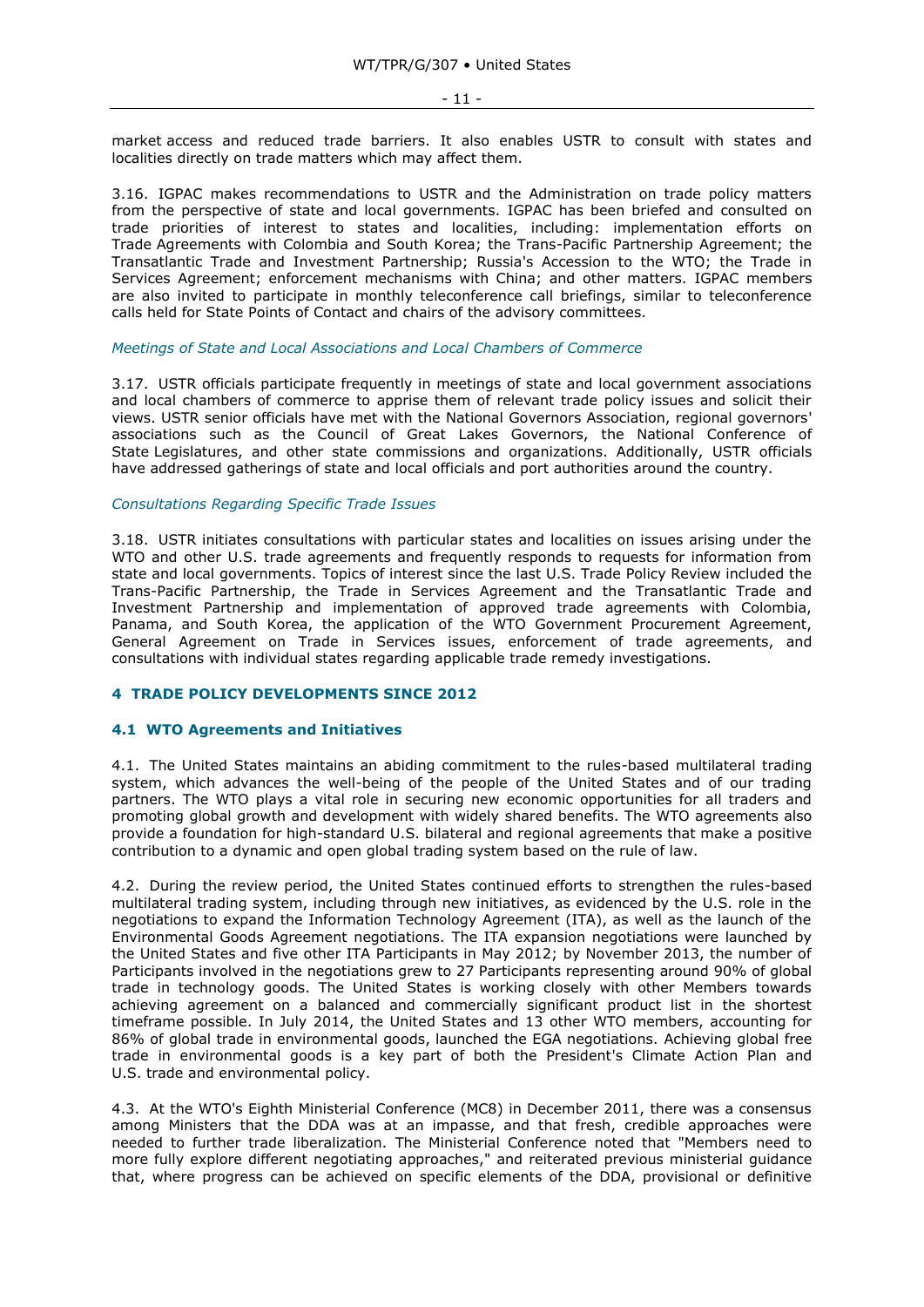market access and reduced trade barriers. It also enables USTR to consult with states and localities directly on trade matters which may affect them.

3.16. IGPAC makes recommendations to USTR and the Administration on trade policy matters from the perspective of state and local governments. IGPAC has been briefed and consulted on trade priorities of interest to states and localities, including: implementation efforts on Trade Agreements with Colombia and South Korea; the Trans-Pacific Partnership Agreement; the Transatlantic Trade and Investment Partnership; Russia's Accession to the WTO; the Trade in Services Agreement; enforcement mechanisms with China; and other matters. IGPAC members are also invited to participate in monthly teleconference call briefings, similar to teleconference calls held for State Points of Contact and chairs of the advisory committees.

*Meetings of State and Local Associations and Local Chambers of Commerce*

3.17. USTR officials participate frequently in meetings of state and local government associations and local chambers of commerce to apprise them of relevant trade policy issues and solicit their views. USTR senior officials have met with the National Governors Association, regional governors' associations such as the Council of Great Lakes Governors, the National Conference of State Legislatures, and other state commissions and organizations. Additionally, USTR officials have addressed gatherings of state and local officials and port authorities around the country.

*Consultations Regarding Specific Trade Issues*

3.18. USTR initiates consultations with particular states and localities on issues arising under the WTO and other U.S. trade agreements and frequently responds to requests for information from state and local governments. Topics of interest since the last U.S. Trade Policy Review included the Trans-Pacific Partnership, the Trade in Services Agreement and the Transatlantic Trade and Investment Partnership and implementation of approved trade agreements with Colombia, Panama, and South Korea, the application of the WTO Government Procurement Agreement, General Agreement on Trade in Services issues, enforcement of trade agreements, and consultations with individual states regarding applicable trade remedy investigations.

## 4 TRADE POLICY DEVELOPMENTS SINCE 2012

### 4.1 WTO Agreements and Initiatives

4.1. The United States maintains an abiding commitment to the rules-based multilateral trading system, which advances the well-being of the people of the United States and of our trading partners. The WTO plays a vital role in securing new economic opportunities for all traders and promoting global growth and development with widely shared benefits. The WTO agreements also provide a foundation for high-standard U.S. bilateral and regional agreements that make a positive contribution to a dynamic and open global trading system based on the rule of law.

4.2. During the review period, the United States continued efforts to strengthen the rules-based multilateral trading system, including through new initiatives, as evidenced by the U.S. role in the negotiations to expand the Information Technology Agreement (ITA), as well as the launch of the Environmental Goods Agreement negotiations. The ITA expansion negotiations were launched by the United States and five other ITA Participants in May 2012; by November 2013, the number of Participants involved in the negotiations grew to 27 Participants representing around 90% of global trade in technology goods. The United States is working closely with other Members towards achieving agreement on a balanced and commercially significant product list in the shortest timeframe possible. In July 2014, the United States and 13 other WTO members, accounting for 86% of global trade in environmental goods, launched the EGA negotiations. Achieving global free trade in environmental goods is a key part of both the President's Climate Action Plan and U.S. trade and environmental policy.

4.3. At the WTO's Eighth Ministerial Conference (MC8) in December 2011, there was a consensus among Ministers that the DDA was at an impasse, and that fresh, credible approaches were needed to further trade liberalization. The Ministerial Conference noted that "Members need to more fully explore different negotiating approaches," and reiterated previous ministerial guidance that, where progress can be achieved on specific elements of the DDA, provisional or definitive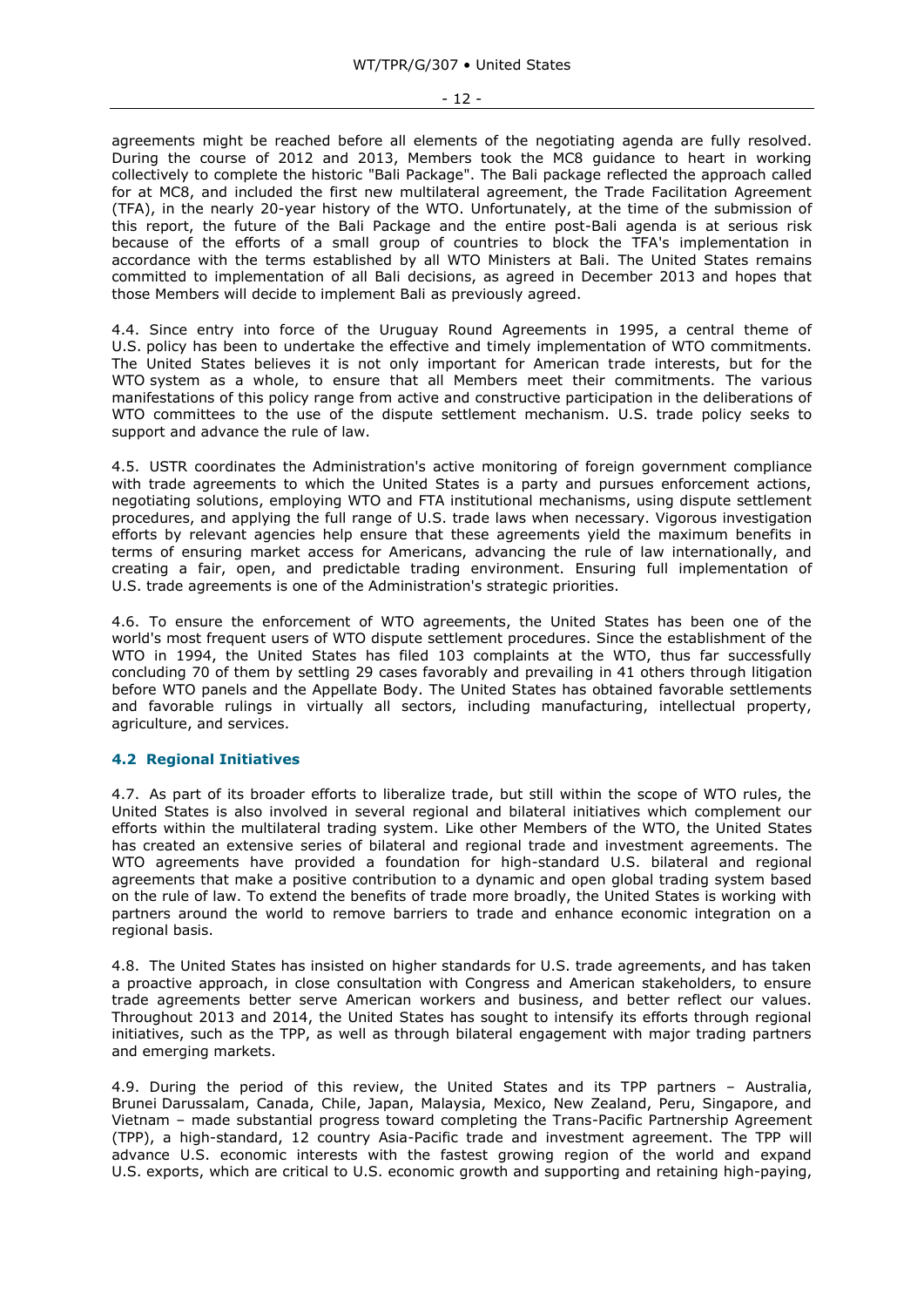agreements might be reached before all elements of the negotiating agenda are fully resolved. During the course of 2012 and 2013, Members took the MC8 guidance to heart in working collectively to complete the historic "Bali Package". The Bali package reflected the approach called for at MC8, and included the first new multilateral agreement, the Trade Facilitation Agreement (TFA), in the nearly 20-year history of the WTO. Unfortunately, at the time of the submission of this report, the future of the Bali Package and the entire post-Bali agenda is at serious risk because of the efforts of a small group of countries to block the TFA's implementation in accordance with the terms established by all WTO Ministers at Bali. The United States remains committed to implementation of all Bali decisions, as agreed in December 2013 and hopes that those Members will decide to implement Bali as previously agreed.

4.4. Since entry into force of the Uruguay Round Agreements in 1995, a central theme of U.S. policy has been to undertake the effective and timely implementation of WTO commitments. The United States believes it is not only important for American trade interests, but for the WTO system as a whole, to ensure that all Members meet their commitments. The various manifestations of this policy range from active and constructive participation in the deliberations of WTO committees to the use of the dispute settlement mechanism. U.S. trade policy seeks to support and advance the rule of law.

4.5. USTR coordinates the Administration's active monitoring of foreign government compliance with trade agreements to which the United States is a party and pursues enforcement actions, negotiating solutions, employing WTO and FTA institutional mechanisms, using dispute settlement procedures, and applying the full range of U.S. trade laws when necessary. Vigorous investigation efforts by relevant agencies help ensure that these agreements yield the maximum benefits in terms of ensuring market access for Americans, advancing the rule of law internationally, and creating a fair, open, and predictable trading environment. Ensuring full implementation of U.S. trade agreements is one of the Administration's strategic priorities.

4.6. To ensure the enforcement of WTO agreements, the United States has been one of the world's most frequent users of WTO dispute settlement procedures. Since the establishment of the WTO in 1994, the United States has filed 103 complaints at the WTO, thus far successfully concluding 70 of them by settling 29 cases favorably and prevailing in 41 others through litigation before WTO panels and the Appellate Body. The United States has obtained favorable settlements and favorable rulings in virtually all sectors, including manufacturing, intellectual property, agriculture, and services.

## 4.2 Regional Initiatives

4.7. As part of its broader efforts to liberalize trade, but still within the scope of WTO rules, the United States is also involved in several regional and bilateral initiatives which complement our efforts within the multilateral trading system. Like other Members of the WTO, the United States has created an extensive series of bilateral and regional trade and investment agreements. The WTO agreements have provided a foundation for high-standard U.S. bilateral and regional agreements that make a positive contribution to a dynamic and open global trading system based on the rule of law. To extend the benefits of trade more broadly, the United States is working with partners around the world to remove barriers to trade and enhance economic integration on a regional basis.

4.8. The United States has insisted on higher standards for U.S. trade agreements, and has taken a proactive approach, in close consultation with Congress and American stakeholders, to ensure trade agreements better serve American workers and business, and better reflect our values. Throughout 2013 and 2014, the United States has sought to intensify its efforts through regional initiatives, such as the TPP, as well as through bilateral engagement with major trading partners and emerging markets.

4.9. During the period of this review, the United States and its TPP partners – Australia, Brunei Darussalam, Canada, Chile, Japan, Malaysia, Mexico, New Zealand, Peru, Singapore, and Vietnam – made substantial progress toward completing the Trans-Pacific Partnership Agreement (TPP), a high-standard, 12 country Asia-Pacific trade and investment agreement. The TPP will advance U.S. economic interests with the fastest growing region of the world and expand U.S. exports, which are critical to U.S. economic growth and supporting and retaining high-paying,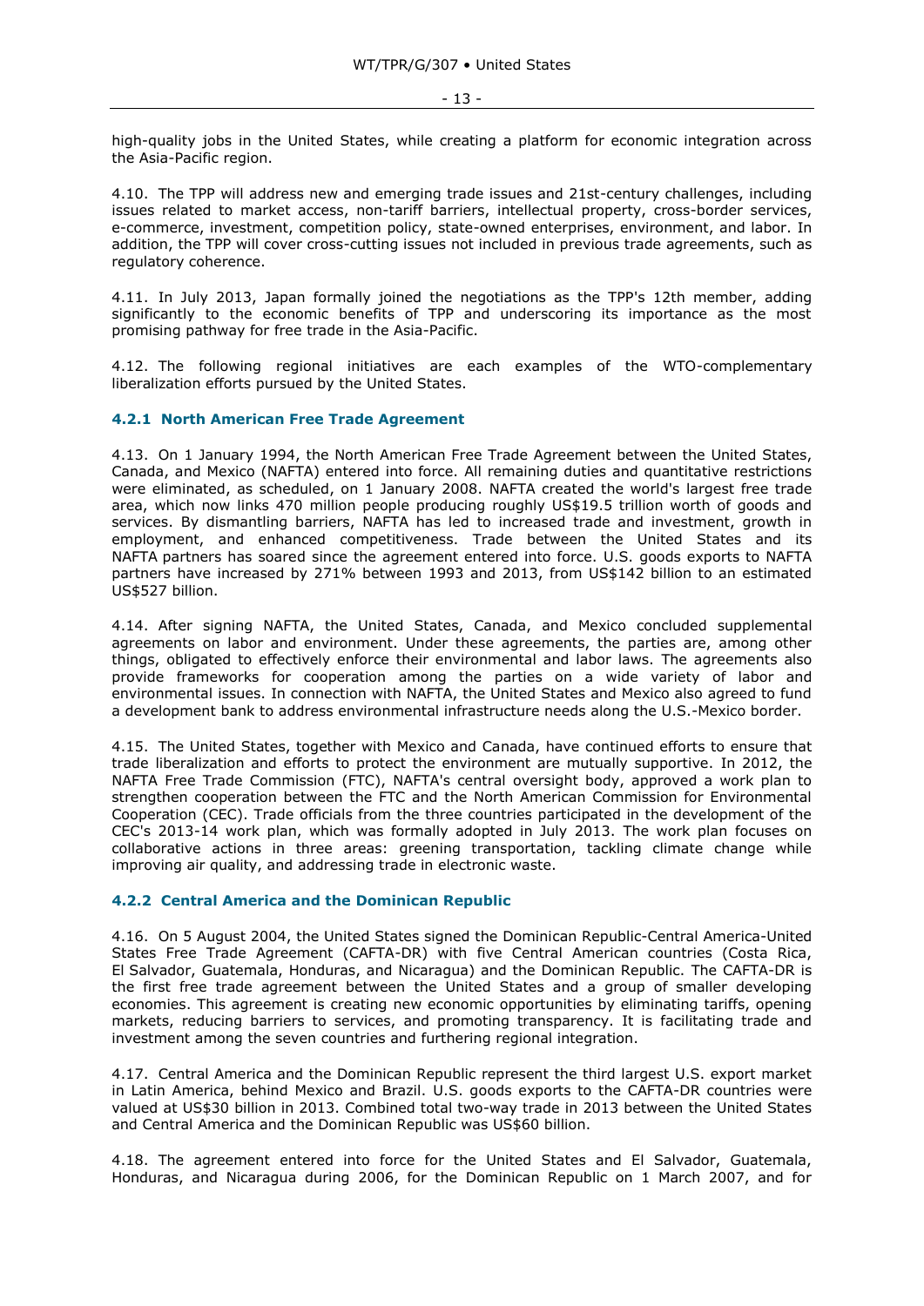high-quality jobs in the United States, while creating a platform for economic integration across the Asia-Pacific region.

4.10. The TPP will address new and emerging trade issues and 21st-century challenges, including issues related to market access, non-tariff barriers, intellectual property, cross-border services, e-commerce, investment, competition policy, state-owned enterprises, environment, and labor. In addition, the TPP will cover cross-cutting issues not included in previous trade agreements, such as regulatory coherence.

4.11. In July 2013, Japan formally joined the negotiations as the TPP's 12th member, adding significantly to the economic benefits of TPP and underscoring its importance as the most promising pathway for free trade in the Asia-Pacific.

4.12. The following regional initiatives are each examples of the WTO-complementary liberalization efforts pursued by the United States.

### 4.2.1 North American Free Trade Agreement

4.13. On 1 January 1994, the North American Free Trade Agreement between the United States, Canada, and Mexico (NAFTA) entered into force. All remaining duties and quantitative restrictions were eliminated, as scheduled, on 1 January 2008. NAFTA created the world's largest free trade area, which now links 470 million people producing roughly US$19.5 trillion worth of goods and services. By dismantling barriers, NAFTA has led to increased trade and investment, growth in employment, and enhanced competitiveness. Trade between the United States and its NAFTA partners has soared since the agreement entered into force. U.S. goods exports to NAFTA partners have increased by 271% between 1993 and 2013, from US$142 billion to an estimated US$527 billion.

4.14. After signing NAFTA, the United States, Canada, and Mexico concluded supplemental agreements on labor and environment. Under these agreements, the parties are, among other things, obligated to effectively enforce their environmental and labor laws. The agreements also provide frameworks for cooperation among the parties on a wide variety of labor and environmental issues. In connection with NAFTA, the United States and Mexico also agreed to fund a development bank to address environmental infrastructure needs along the U.S.-Mexico border.

4.15. The United States, together with Mexico and Canada, have continued efforts to ensure that trade liberalization and efforts to protect the environment are mutually supportive. In 2012, the NAFTA Free Trade Commission (FTC), NAFTA's central oversight body, approved a work plan to strengthen cooperation between the FTC and the North American Commission for Environmental Cooperation (CEC). Trade officials from the three countries participated in the development of the CEC's 2013-14 work plan, which was formally adopted in July 2013. The work plan focuses on collaborative actions in three areas: greening transportation, tackling climate change while improving air quality, and addressing trade in electronic waste.

### 4.2.2 Central America and the Dominican Republic

4.16. On 5 August 2004, the United States signed the Dominican Republic-Central America-United States Free Trade Agreement (CAFTA-DR) with five Central American countries (Costa Rica, El Salvador, Guatemala, Honduras, and Nicaragua) and the Dominican Republic. The CAFTA-DR is the first free trade agreement between the United States and a group of smaller developing economies. This agreement is creating new economic opportunities by eliminating tariffs, opening markets, reducing barriers to services, and promoting transparency. It is facilitating trade and investment among the seven countries and furthering regional integration.

4.17. Central America and the Dominican Republic represent the third largest U.S. export market in Latin America, behind Mexico and Brazil. U.S. goods exports to the CAFTA-DR countries were valued at US$30 billion in 2013. Combined total two-way trade in 2013 between the United States and Central America and the Dominican Republic was US$60 billion.

4.18. The agreement entered into force for the United States and El Salvador, Guatemala, Honduras, and Nicaragua during 2006, for the Dominican Republic on 1 March 2007, and for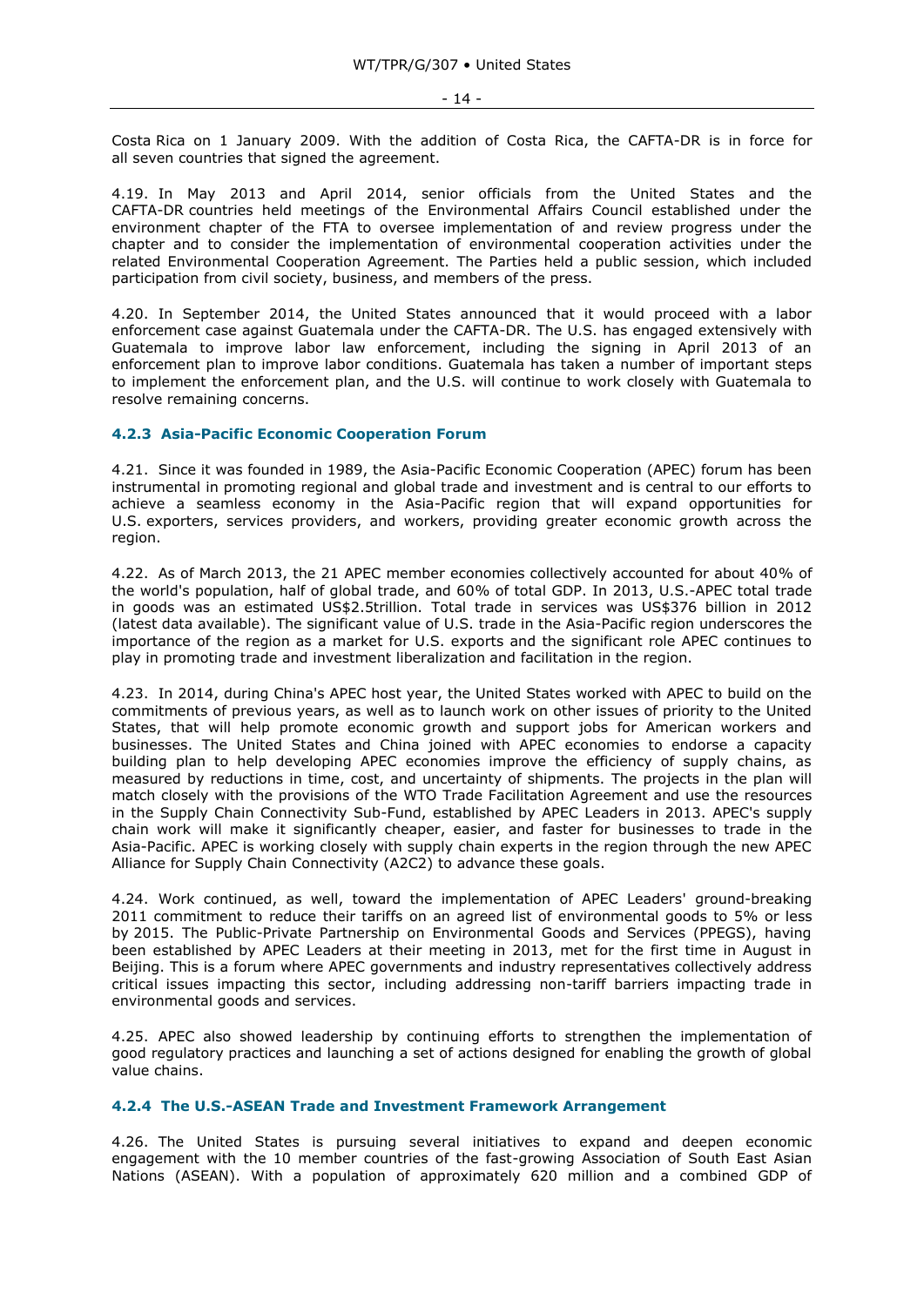Costa Rica on 1 January 2009. With the addition of Costa Rica, the CAFTA-DR is in force for all seven countries that signed the agreement.

4.19. In May 2013 and April 2014, senior officials from the United States and the CAFTA-DR countries held meetings of the Environmental Affairs Council established under the environment chapter of the FTA to oversee implementation of and review progress under the chapter and to consider the implementation of environmental cooperation activities under the related Environmental Cooperation Agreement. The Parties held a public session, which included participation from civil society, business, and members of the press.

4.20. In September 2014, the United States announced that it would proceed with a labor enforcement case against Guatemala under the CAFTA-DR. The U.S. has engaged extensively with Guatemala to improve labor law enforcement, including the signing in April 2013 of an enforcement plan to improve labor conditions. Guatemala has taken a number of important steps to implement the enforcement plan, and the U.S. will continue to work closely with Guatemala to resolve remaining concerns.

#### 4.2.3 Asia-Pacific Economic Cooperation Forum

4.21. Since it was founded in 1989, the Asia-Pacific Economic Cooperation (APEC) forum has been instrumental in promoting regional and global trade and investment and is central to our efforts to achieve a seamless economy in the Asia-Pacific region that will expand opportunities for U.S. exporters, services providers, and workers, providing greater economic growth across the region.

4.22. As of March 2013, the 21 APEC member economies collectively accounted for about 40% of the world's population, half of global trade, and 60% of total GDP. In 2013, U.S.-APEC total trade in goods was an estimated US$2.5trillion. Total trade in services was US$376 billion in 2012 (latest data available). The significant value of U.S. trade in the Asia-Pacific region underscores the importance of the region as a market for U.S. exports and the significant role APEC continues to play in promoting trade and investment liberalization and facilitation in the region.

4.23. In 2014, during China's APEC host year, the United States worked with APEC to build on the commitments of previous years, as well as to launch work on other issues of priority to the United States, that will help promote economic growth and support jobs for American workers and businesses. The United States and China joined with APEC economies to endorse a capacity building plan to help developing APEC economies improve the efficiency of supply chains, as measured by reductions in time, cost, and uncertainty of shipments. The projects in the plan will match closely with the provisions of the WTO Trade Facilitation Agreement and use the resources in the Supply Chain Connectivity Sub-Fund, established by APEC Leaders in 2013. APEC's supply chain work will make it significantly cheaper, easier, and faster for businesses to trade in the Asia-Pacific. APEC is working closely with supply chain experts in the region through the new APEC Alliance for Supply Chain Connectivity (A2C2) to advance these goals.

4.24. Work continued, as well, toward the implementation of APEC Leaders' ground-breaking 2011 commitment to reduce their tariffs on an agreed list of environmental goods to 5% or less by 2015. The Public-Private Partnership on Environmental Goods and Services (PPEGS), having been established by APEC Leaders at their meeting in 2013, met for the first time in August in Beijing. This is a forum where APEC governments and industry representatives collectively address critical issues impacting this sector, including addressing non-tariff barriers impacting trade in environmental goods and services.

4.25. APEC also showed leadership by continuing efforts to strengthen the implementation of good regulatory practices and launching a set of actions designed for enabling the growth of global value chains.

#### 4.2.4 The U.S.-ASEAN Trade and Investment Framework Arrangement

4.26. The United States is pursuing several initiatives to expand and deepen economic engagement with the 10 member countries of the fast-growing Association of South East Asian Nations (ASEAN). With a population of approximately 620 million and a combined GDP of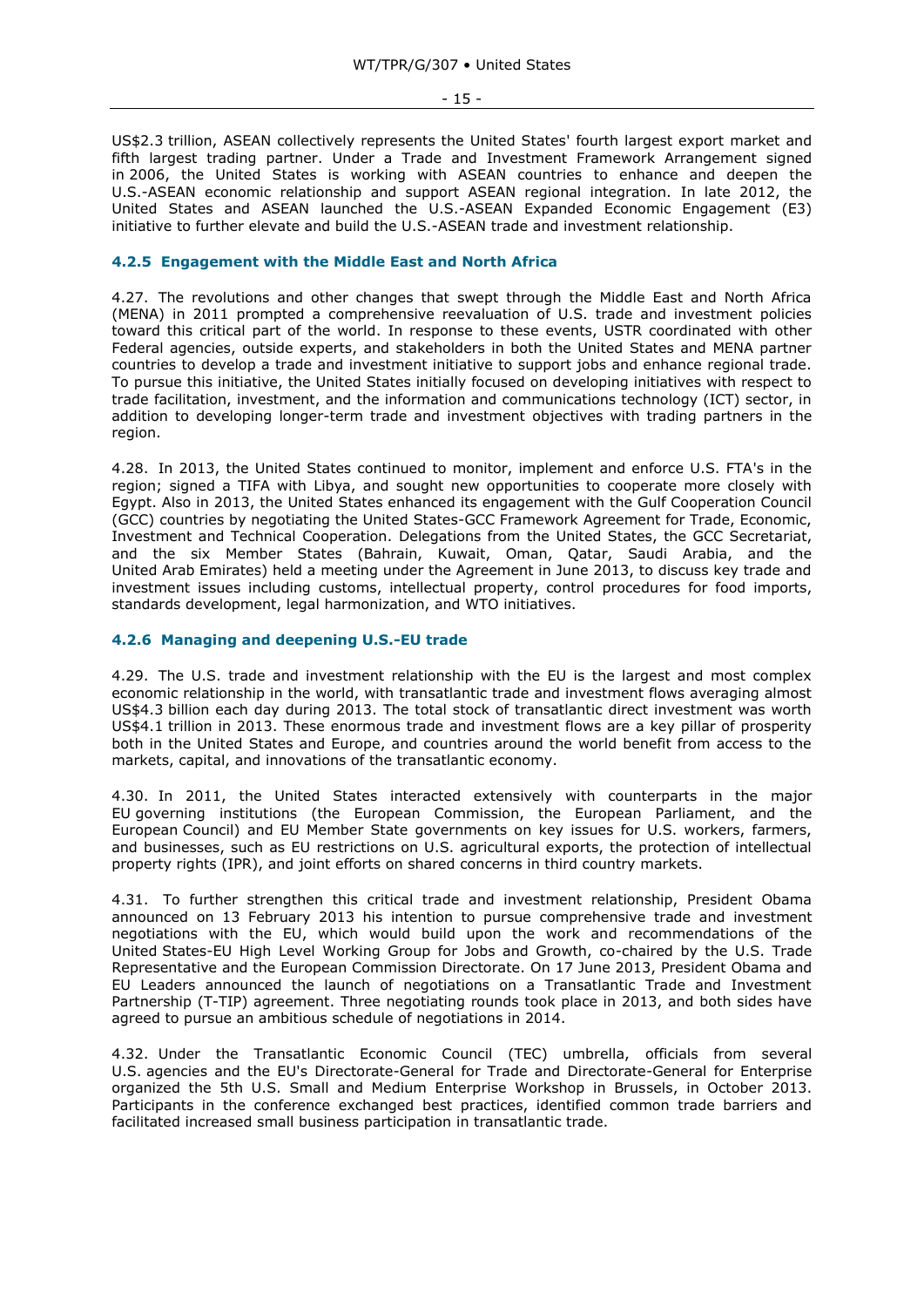US$2.3 trillion, ASEAN collectively represents the United States' fourth largest export market and fifth largest trading partner. Under a Trade and Investment Framework Arrangement signed in 2006, the United States is working with ASEAN countries to enhance and deepen the U.S.-ASEAN economic relationship and support ASEAN regional integration. In late 2012, the United States and ASEAN launched the U.S.-ASEAN Expanded Economic Engagement (E3) initiative to further elevate and build the U.S.-ASEAN trade and investment relationship.

#### 4.2.5 Engagement with the Middle East and North Africa

4.27. The revolutions and other changes that swept through the Middle East and North Africa (MENA) in 2011 prompted a comprehensive reevaluation of U.S. trade and investment policies toward this critical part of the world. In response to these events, USTR coordinated with other Federal agencies, outside experts, and stakeholders in both the United States and MENA partner countries to develop a trade and investment initiative to support jobs and enhance regional trade. To pursue this initiative, the United States initially focused on developing initiatives with respect to trade facilitation, investment, and the information and communications technology (ICT) sector, in addition to developing longer-term trade and investment objectives with trading partners in the region.

4.28. In 2013, the United States continued to monitor, implement and enforce U.S. FTA's in the region; signed a TIFA with Libya, and sought new opportunities to cooperate more closely with Egypt. Also in 2013, the United States enhanced its engagement with the Gulf Cooperation Council (GCC) countries by negotiating the United States-GCC Framework Agreement for Trade, Economic, Investment and Technical Cooperation. Delegations from the United States, the GCC Secretariat, and the six Member States (Bahrain, Kuwait, Oman, Qatar, Saudi Arabia, and the United Arab Emirates) held a meeting under the Agreement in June 2013, to discuss key trade and investment issues including customs, intellectual property, control procedures for food imports, standards development, legal harmonization, and WTO initiatives.

#### 4.2.6 Managing and deepening U.S.-EU trade

4.29. The U.S. trade and investment relationship with the EU is the largest and most complex economic relationship in the world, with transatlantic trade and investment flows averaging almost US$4.3 billion each day during 2013. The total stock of transatlantic direct investment was worth US$4.1 trillion in 2013. These enormous trade and investment flows are a key pillar of prosperity both in the United States and Europe, and countries around the world benefit from access to the markets, capital, and innovations of the transatlantic economy.

4.30. In 2011, the United States interacted extensively with counterparts in the major EU governing institutions (the European Commission, the European Parliament, and the European Council) and EU Member State governments on key issues for U.S. workers, farmers, and businesses, such as EU restrictions on U.S. agricultural exports, the protection of intellectual property rights (IPR), and joint efforts on shared concerns in third country markets.

4.31. To further strengthen this critical trade and investment relationship, President Obama announced on 13 February 2013 his intention to pursue comprehensive trade and investment negotiations with the EU, which would build upon the work and recommendations of the United States-EU High Level Working Group for Jobs and Growth, co-chaired by the U.S. Trade Representative and the European Commission Directorate. On 17 June 2013, President Obama and EU Leaders announced the launch of negotiations on a Transatlantic Trade and Investment Partnership (T-TIP) agreement. Three negotiating rounds took place in 2013, and both sides have agreed to pursue an ambitious schedule of negotiations in 2014.

4.32. Under the Transatlantic Economic Council (TEC) umbrella, officials from several U.S. agencies and the EU's Directorate-General for Trade and Directorate-General for Enterprise organized the 5th U.S. Small and Medium Enterprise Workshop in Brussels, in October 2013. Participants in the conference exchanged best practices, identified common trade barriers and facilitated increased small business participation in transatlantic trade.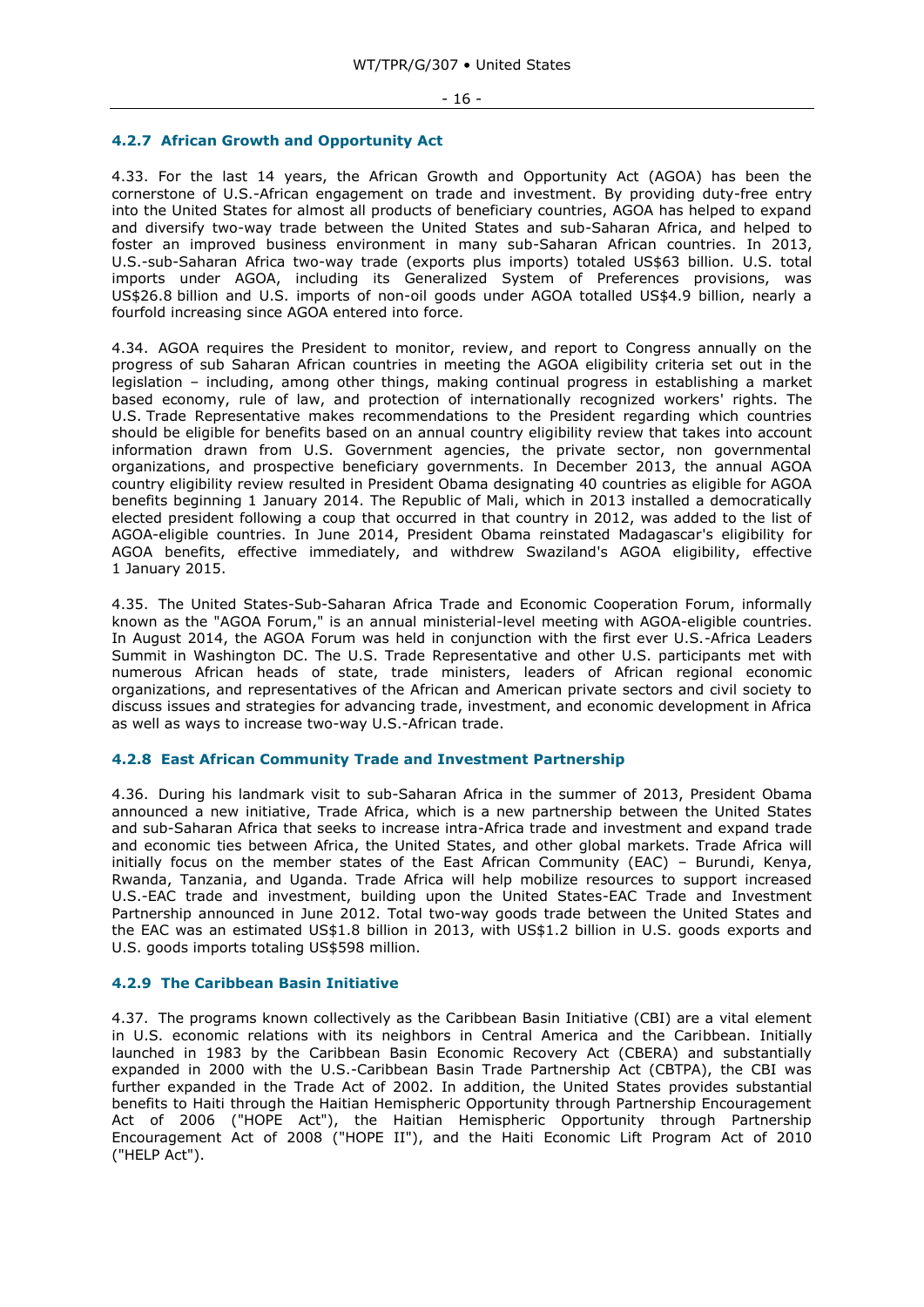#### 4.2.7 African Growth and Opportunity Act

4.33. For the last 14 years, the African Growth and Opportunity Act (AGOA) has been the cornerstone of U.S.-African engagement on trade and investment. By providing duty-free entry into the United States for almost all products of beneficiary countries, AGOA has helped to expand and diversify two-way trade between the United States and sub-Saharan Africa, and helped to foster an improved business environment in many sub-Saharan African countries. In 2013, U.S.-sub-Saharan Africa two-way trade (exports plus imports) totaled US$63 billion. U.S. total imports under AGOA, including its Generalized System of Preferences provisions, was US$26.8 billion and U.S. imports of non-oil goods under AGOA totalled US$4.9 billion, nearly a fourfold increasing since AGOA entered into force.

4.34. AGOA requires the President to monitor, review, and report to Congress annually on the progress of sub Saharan African countries in meeting the AGOA eligibility criteria set out in the legislation – including, among other things, making continual progress in establishing a market based economy, rule of law, and protection of internationally recognized workers' rights. The U.S. Trade Representative makes recommendations to the President regarding which countries should be eligible for benefits based on an annual country eligibility review that takes into account information drawn from U.S. Government agencies, the private sector, non governmental organizations, and prospective beneficiary governments. In December 2013, the annual AGOA country eligibility review resulted in President Obama designating 40 countries as eligible for AGOA benefits beginning 1 January 2014. The Republic of Mali, which in 2013 installed a democratically elected president following a coup that occurred in that country in 2012, was added to the list of AGOA-eligible countries. In June 2014, President Obama reinstated Madagascar's eligibility for AGOA benefits, effective immediately, and withdrew Swaziland's AGOA eligibility, effective 1 January 2015.

4.35. The United States-Sub-Saharan Africa Trade and Economic Cooperation Forum, informally known as the "AGOA Forum," is an annual ministerial-level meeting with AGOA-eligible countries. In August 2014, the AGOA Forum was held in conjunction with the first ever U.S.-Africa Leaders Summit in Washington DC. The U.S. Trade Representative and other U.S. participants met with numerous African heads of state, trade ministers, leaders of African regional economic organizations, and representatives of the African and American private sectors and civil society to discuss issues and strategies for advancing trade, investment, and economic development in Africa as well as ways to increase two-way U.S.-African trade.

#### 4.2.8 East African Community Trade and Investment Partnership

4.36. During his landmark visit to sub-Saharan Africa in the summer of 2013, President Obama announced a new initiative, Trade Africa, which is a new partnership between the United States and sub-Saharan Africa that seeks to increase intra-Africa trade and investment and expand trade and economic ties between Africa, the United States, and other global markets. Trade Africa will initially focus on the member states of the East African Community (EAC) – Burundi, Kenya, Rwanda, Tanzania, and Uganda. Trade Africa will help mobilize resources to support increased U.S.-EAC trade and investment, building upon the United States-EAC Trade and Investment Partnership announced in June 2012. Total two-way goods trade between the United States and the EAC was an estimated US$1.8 billion in 2013, with US$1.2 billion in U.S. goods exports and U.S. goods imports totaling US$598 million.

#### 4.2.9 The Caribbean Basin Initiative

4.37. The programs known collectively as the Caribbean Basin Initiative (CBI) are a vital element in U.S. economic relations with its neighbors in Central America and the Caribbean. Initially launched in 1983 by the Caribbean Basin Economic Recovery Act (CBERA) and substantially expanded in 2000 with the U.S.-Caribbean Basin Trade Partnership Act (CBTPA), the CBI was further expanded in the Trade Act of 2002. In addition, the United States provides substantial benefits to Haiti through the Haitian Hemispheric Opportunity through Partnership Encouragement Act of 2006 ("HOPE Act"), the Haitian Hemispheric Opportunity through Partnership Encouragement Act of 2008 ("HOPE II"), and the Haiti Economic Lift Program Act of 2010 ("HELP Act").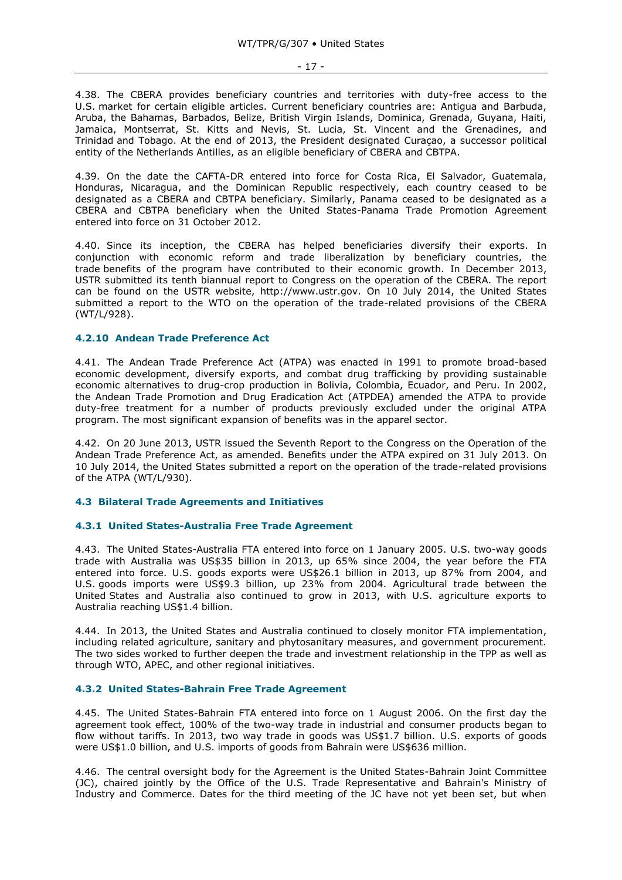4.38. The CBERA provides beneficiary countries and territories with duty-free access to the U.S. market for certain eligible articles. Current beneficiary countries are: Antigua and Barbuda, Aruba, the Bahamas, Barbados, Belize, British Virgin Islands, Dominica, Grenada, Guyana, Haiti, Jamaica, Montserrat, St. Kitts and Nevis, St. Lucia, St. Vincent and the Grenadines, and Trinidad and Tobago. At the end of 2013, the President designated Curaçao, a successor political entity of the Netherlands Antilles, as an eligible beneficiary of CBERA and CBTPA.

4.39. On the date the CAFTA-DR entered into force for Costa Rica, El Salvador, Guatemala, Honduras, Nicaragua, and the Dominican Republic respectively, each country ceased to be designated as a CBERA and CBTPA beneficiary. Similarly, Panama ceased to be designated as a CBERA and CBTPA beneficiary when the United States-Panama Trade Promotion Agreement entered into force on 31 October 2012.

4.40. Since its inception, the CBERA has helped beneficiaries diversify their exports. In conjunction with economic reform and trade liberalization by beneficiary countries, the trade benefits of the program have contributed to their economic growth. In December 2013, USTR submitted its tenth biannual report to Congress on the operation of the CBERA. The report can be found on the USTR website, http://www.ustr.gov. On 10 July 2014, the United States submitted a report to the WTO on the operation of the trade-related provisions of the CBERA (WT/L/928).

### 4.2.10 Andean Trade Preference Act

4.41. The Andean Trade Preference Act (ATPA) was enacted in 1991 to promote broad-based economic development, diversify exports, and combat drug trafficking by providing sustainable economic alternatives to drug-crop production in Bolivia, Colombia, Ecuador, and Peru. In 2002, the Andean Trade Promotion and Drug Eradication Act (ATPDEA) amended the ATPA to provide duty-free treatment for a number of products previously excluded under the original ATPA program. The most significant expansion of benefits was in the apparel sector.

4.42. On 20 June 2013, USTR issued the Seventh Report to the Congress on the Operation of the Andean Trade Preference Act, as amended. Benefits under the ATPA expired on 31 July 2013. On 10 July 2014, the United States submitted a report on the operation of the trade-related provisions of the ATPA (WT/L/930).

## 4.3 Bilateral Trade Agreements and Initiatives

### 4.3.1 United States-Australia Free Trade Agreement

4.43. The United States-Australia FTA entered into force on 1 January 2005. U.S. two-way goods trade with Australia was US$35 billion in 2013, up 65% since 2004, the year before the FTA entered into force. U.S. goods exports were US$26.1 billion in 2013, up 87% from 2004, and U.S. goods imports were US$9.3 billion, up 23% from 2004. Agricultural trade between the United States and Australia also continued to grow in 2013, with U.S. agriculture exports to Australia reaching US$1.4 billion.

4.44. In 2013, the United States and Australia continued to closely monitor FTA implementation, including related agriculture, sanitary and phytosanitary measures, and government procurement. The two sides worked to further deepen the trade and investment relationship in the TPP as well as through WTO, APEC, and other regional initiatives.

### 4.3.2 United States-Bahrain Free Trade Agreement

4.45. The United States-Bahrain FTA entered into force on 1 August 2006. On the first day the agreement took effect, 100% of the two-way trade in industrial and consumer products began to flow without tariffs. In 2013, two way trade in goods was US$1.7 billion. U.S. exports of goods were US$1.0 billion, and U.S. imports of goods from Bahrain were US$636 million.

4.46. The central oversight body for the Agreement is the United States-Bahrain Joint Committee (JC), chaired jointly by the Office of the U.S. Trade Representative and Bahrain's Ministry of Industry and Commerce. Dates for the third meeting of the JC have not yet been set, but when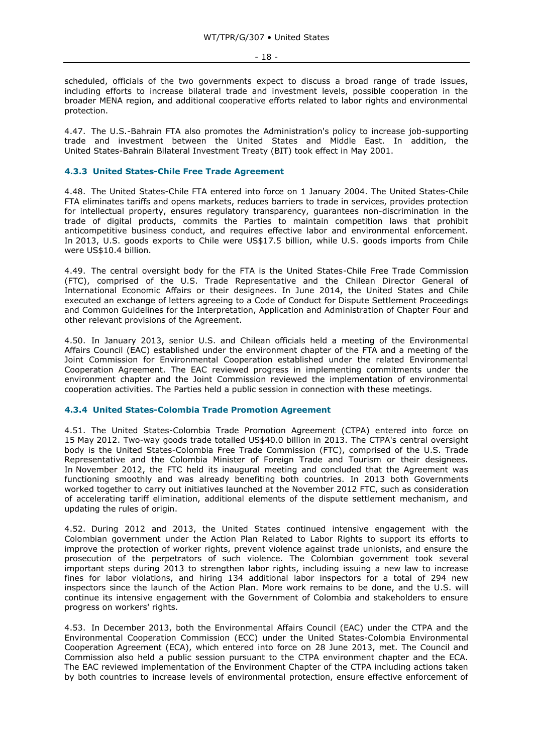scheduled, officials of the two governments expect to discuss a broad range of trade issues, including efforts to increase bilateral trade and investment levels, possible cooperation in the broader MENA region, and additional cooperative efforts related to labor rights and environmental protection.

4.47. The U.S.-Bahrain FTA also promotes the Administration's policy to increase job-supporting trade and investment between the United States and Middle East. In addition, the United States-Bahrain Bilateral Investment Treaty (BIT) took effect in May 2001.

### 4.3.3 United States-Chile Free Trade Agreement

4.48. The United States-Chile FTA entered into force on 1 January 2004. The United States-Chile FTA eliminates tariffs and opens markets, reduces barriers to trade in services, provides protection for intellectual property, ensures regulatory transparency, guarantees non-discrimination in the trade of digital products, commits the Parties to maintain competition laws that prohibit anticompetitive business conduct, and requires effective labor and environmental enforcement. In 2013, U.S. goods exports to Chile were US$17.5 billion, while U.S. goods imports from Chile were US$10.4 billion.

4.49. The central oversight body for the FTA is the United States-Chile Free Trade Commission (FTC), comprised of the U.S. Trade Representative and the Chilean Director General of International Economic Affairs or their designees. In June 2014, the United States and Chile executed an exchange of letters agreeing to a Code of Conduct for Dispute Settlement Proceedings and Common Guidelines for the Interpretation, Application and Administration of Chapter Four and other relevant provisions of the Agreement.

4.50. In January 2013, senior U.S. and Chilean officials held a meeting of the Environmental Affairs Council (EAC) established under the environment chapter of the FTA and a meeting of the Joint Commission for Environmental Cooperation established under the related Environmental Cooperation Agreement. The EAC reviewed progress in implementing commitments under the environment chapter and the Joint Commission reviewed the implementation of environmental cooperation activities. The Parties held a public session in connection with these meetings.

### 4.3.4 United States-Colombia Trade Promotion Agreement

4.51. The United States-Colombia Trade Promotion Agreement (CTPA) entered into force on 15 May 2012. Two-way goods trade totalled US$40.0 billion in 2013. The CTPA's central oversight body is the United States-Colombia Free Trade Commission (FTC), comprised of the U.S. Trade Representative and the Colombia Minister of Foreign Trade and Tourism or their designees. In November 2012, the FTC held its inaugural meeting and concluded that the Agreement was functioning smoothly and was already benefiting both countries. In 2013 both Governments worked together to carry out initiatives launched at the November 2012 FTC, such as consideration of accelerating tariff elimination, additional elements of the dispute settlement mechanism, and updating the rules of origin.

4.52. During 2012 and 2013, the United States continued intensive engagement with the Colombian government under the Action Plan Related to Labor Rights to support its efforts to improve the protection of worker rights, prevent violence against trade unionists, and ensure the prosecution of the perpetrators of such violence. The Colombian government took several important steps during 2013 to strengthen labor rights, including issuing a new law to increase fines for labor violations, and hiring 134 additional labor inspectors for a total of 294 new inspectors since the launch of the Action Plan. More work remains to be done, and the U.S. will continue its intensive engagement with the Government of Colombia and stakeholders to ensure progress on workers' rights.

4.53. In December 2013, both the Environmental Affairs Council (EAC) under the CTPA and the Environmental Cooperation Commission (ECC) under the United States-Colombia Environmental Cooperation Agreement (ECA), which entered into force on 28 June 2013, met. The Council and Commission also held a public session pursuant to the CTPA environment chapter and the ECA. The EAC reviewed implementation of the Environment Chapter of the CTPA including actions taken by both countries to increase levels of environmental protection, ensure effective enforcement of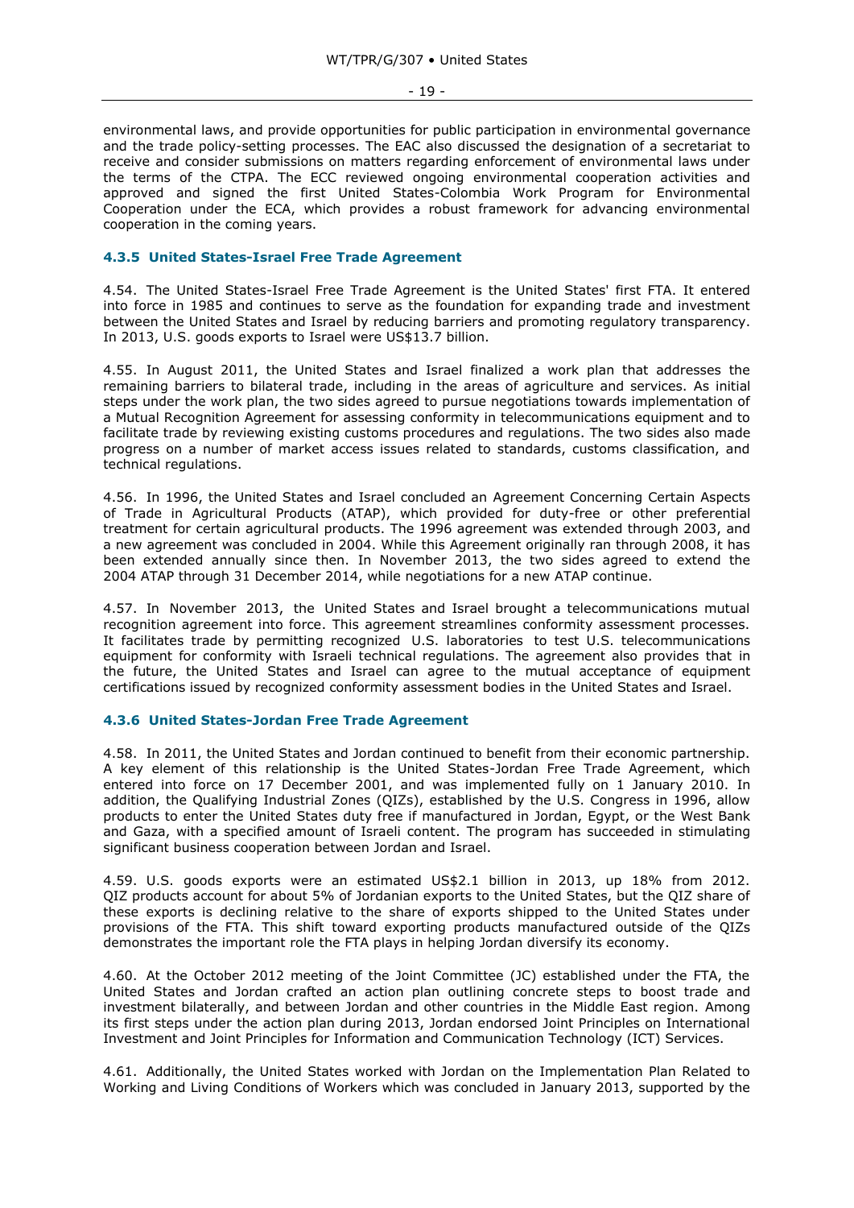environmental laws, and provide opportunities for public participation in environmental governance and the trade policy-setting processes. The EAC also discussed the designation of a secretariat to receive and consider submissions on matters regarding enforcement of environmental laws under the terms of the CTPA. The ECC reviewed ongoing environmental cooperation activities and approved and signed the first United States-Colombia Work Program for Environmental Cooperation under the ECA, which provides a robust framework for advancing environmental cooperation in the coming years.

### 4.3.5 United States-Israel Free Trade Agreement

4.54. The United States-Israel Free Trade Agreement is the United States' first FTA. It entered into force in 1985 and continues to serve as the foundation for expanding trade and investment between the United States and Israel by reducing barriers and promoting regulatory transparency. In 2013, U.S. goods exports to Israel were US$13.7 billion.

4.55. In August 2011, the United States and Israel finalized a work plan that addresses the remaining barriers to bilateral trade, including in the areas of agriculture and services. As initial steps under the work plan, the two sides agreed to pursue negotiations towards implementation of a Mutual Recognition Agreement for assessing conformity in telecommunications equipment and to facilitate trade by reviewing existing customs procedures and regulations. The two sides also made progress on a number of market access issues related to standards, customs classification, and technical regulations.

4.56. In 1996, the United States and Israel concluded an Agreement Concerning Certain Aspects of Trade in Agricultural Products (ATAP), which provided for duty-free or other preferential treatment for certain agricultural products. The 1996 agreement was extended through 2003, and a new agreement was concluded in 2004. While this Agreement originally ran through 2008, it has been extended annually since then. In November 2013, the two sides agreed to extend the 2004 ATAP through 31 December 2014, while negotiations for a new ATAP continue.

4.57. In November 2013, the United States and Israel brought a telecommunications mutual recognition agreement into force. This agreement streamlines conformity assessment processes. It facilitates trade by permitting recognized U.S. laboratories to test U.S. telecommunications equipment for conformity with Israeli technical regulations. The agreement also provides that in the future, the United States and Israel can agree to the mutual acceptance of equipment certifications issued by recognized conformity assessment bodies in the United States and Israel.

### 4.3.6 United States-Jordan Free Trade Agreement

4.58. In 2011, the United States and Jordan continued to benefit from their economic partnership. A key element of this relationship is the United States-Jordan Free Trade Agreement, which entered into force on 17 December 2001, and was implemented fully on 1 January 2010. In addition, the Qualifying Industrial Zones (QIZs), established by the U.S. Congress in 1996, allow products to enter the United States duty free if manufactured in Jordan, Egypt, or the West Bank and Gaza, with a specified amount of Israeli content. The program has succeeded in stimulating significant business cooperation between Jordan and Israel.

4.59. U.S. goods exports were an estimated US$2.1 billion in 2013, up 18% from 2012. QIZ products account for about 5% of Jordanian exports to the United States, but the QIZ share of these exports is declining relative to the share of exports shipped to the United States under provisions of the FTA. This shift toward exporting products manufactured outside of the QIZs demonstrates the important role the FTA plays in helping Jordan diversify its economy.

4.60. At the October 2012 meeting of the Joint Committee (JC) established under the FTA, the United States and Jordan crafted an action plan outlining concrete steps to boost trade and investment bilaterally, and between Jordan and other countries in the Middle East region. Among its first steps under the action plan during 2013, Jordan endorsed Joint Principles on International Investment and Joint Principles for Information and Communication Technology (ICT) Services.

4.61. Additionally, the United States worked with Jordan on the Implementation Plan Related to Working and Living Conditions of Workers which was concluded in January 2013, supported by the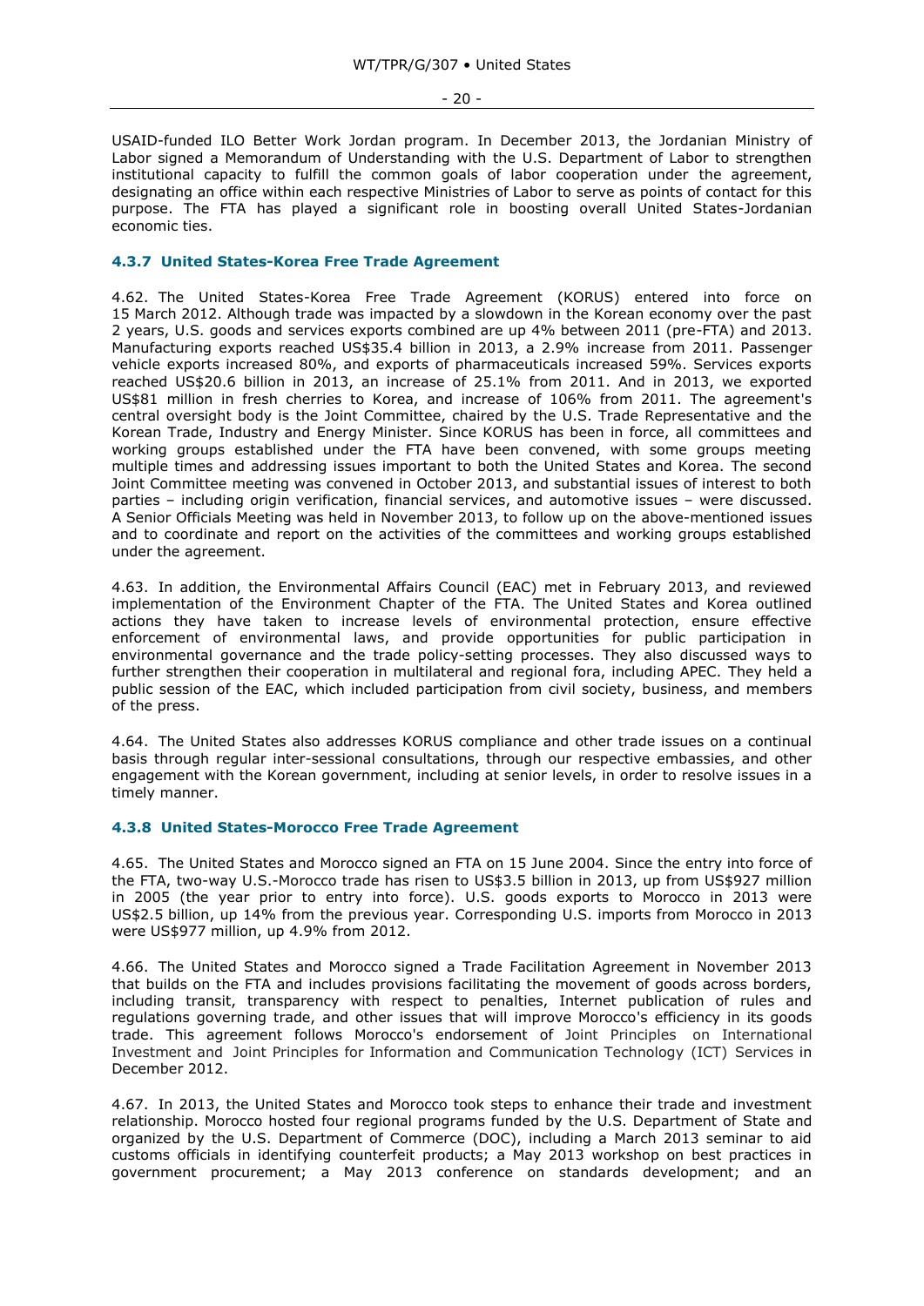USAID-funded ILO Better Work Jordan program. In December 2013, the Jordanian Ministry of Labor signed a Memorandum of Understanding with the U.S. Department of Labor to strengthen institutional capacity to fulfill the common goals of labor cooperation under the agreement, designating an office within each respective Ministries of Labor to serve as points of contact for this purpose. The FTA has played a significant role in boosting overall United States-Jordanian economic ties.

#### 4.3.7 United States-Korea Free Trade Agreement

4.62. The United States-Korea Free Trade Agreement (KORUS) entered into force on 15 March 2012. Although trade was impacted by a slowdown in the Korean economy over the past 2 years, U.S. goods and services exports combined are up 4% between 2011 (pre-FTA) and 2013. Manufacturing exports reached US$35.4 billion in 2013, a 2.9% increase from 2011. Passenger vehicle exports increased 80%, and exports of pharmaceuticals increased 59%. Services exports reached US$20.6 billion in 2013, an increase of 25.1% from 2011. And in 2013, we exported US$81 million in fresh cherries to Korea, and increase of 106% from 2011. The agreement's central oversight body is the Joint Committee, chaired by the U.S. Trade Representative and the Korean Trade, Industry and Energy Minister. Since KORUS has been in force, all committees and working groups established under the FTA have been convened, with some groups meeting multiple times and addressing issues important to both the United States and Korea. The second Joint Committee meeting was convened in October 2013, and substantial issues of interest to both parties – including origin verification, financial services, and automotive issues – were discussed. A Senior Officials Meeting was held in November 2013, to follow up on the above-mentioned issues and to coordinate and report on the activities of the committees and working groups established under the agreement.

4.63. In addition, the Environmental Affairs Council (EAC) met in February 2013, and reviewed implementation of the Environment Chapter of the FTA. The United States and Korea outlined actions they have taken to increase levels of environmental protection, ensure effective enforcement of environmental laws, and provide opportunities for public participation in environmental governance and the trade policy-setting processes. They also discussed ways to further strengthen their cooperation in multilateral and regional fora, including APEC. They held a public session of the EAC, which included participation from civil society, business, and members of the press.

4.64. The United States also addresses KORUS compliance and other trade issues on a continual basis through regular inter-sessional consultations, through our respective embassies, and other engagement with the Korean government, including at senior levels, in order to resolve issues in a timely manner.

#### 4.3.8 United States-Morocco Free Trade Agreement

4.65. The United States and Morocco signed an FTA on 15 June 2004. Since the entry into force of the FTA, two-way U.S.-Morocco trade has risen to US$3.5 billion in 2013, up from US$927 million in 2005 (the year prior to entry into force). U.S. goods exports to Morocco in 2013 were US$2.5 billion, up 14% from the previous year. Corresponding U.S. imports from Morocco in 2013 were US$977 million, up 4.9% from 2012.

4.66. The United States and Morocco signed a Trade Facilitation Agreement in November 2013 that builds on the FTA and includes provisions facilitating the movement of goods across borders, including transit, transparency with respect to penalties, Internet publication of rules and regulations governing trade, and other issues that will improve Morocco's efficiency in its goods trade. This agreement follows Morocco's endorsement of Joint Principles on International Investment and Joint Principles for Information and Communication Technology (ICT) Services in December 2012.

4.67. In 2013, the United States and Morocco took steps to enhance their trade and investment relationship. Morocco hosted four regional programs funded by the U.S. Department of State and organized by the U.S. Department of Commerce (DOC), including a March 2013 seminar to aid customs officials in identifying counterfeit products; a May 2013 workshop on best practices in government procurement; a May 2013 conference on standards development; and an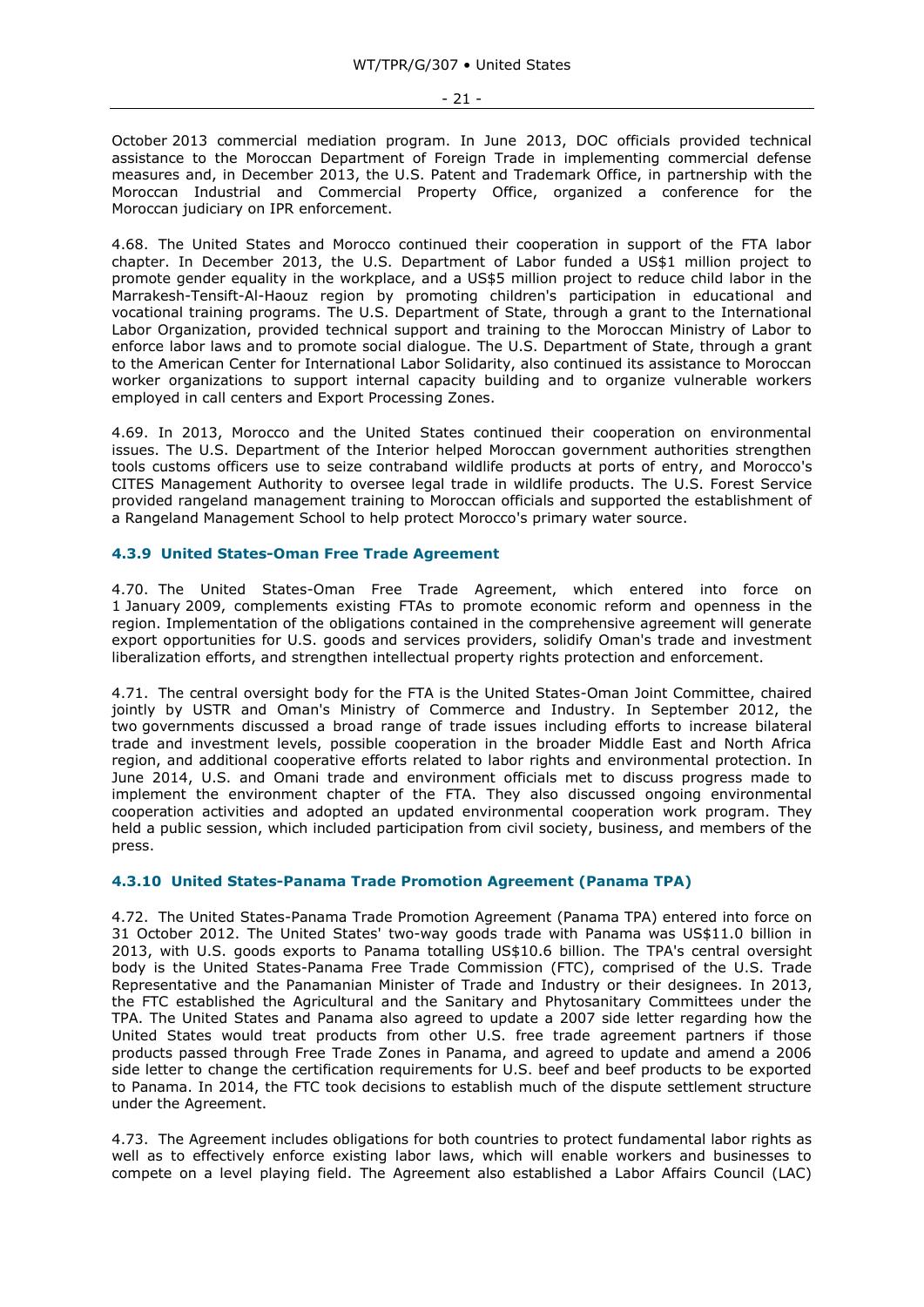October 2013 commercial mediation program. In June 2013, DOC officials provided technical assistance to the Moroccan Department of Foreign Trade in implementing commercial defense measures and, in December 2013, the U.S. Patent and Trademark Office, in partnership with the Moroccan Industrial and Commercial Property Office, organized a conference for the Moroccan judiciary on IPR enforcement.

4.68. The United States and Morocco continued their cooperation in support of the FTA labor chapter. In December 2013, the U.S. Department of Labor funded a US$1 million project to promote gender equality in the workplace, and a US$5 million project to reduce child labor in the Marrakesh-Tensift-Al-Haouz region by promoting children's participation in educational and vocational training programs. The U.S. Department of State, through a grant to the International Labor Organization, provided technical support and training to the Moroccan Ministry of Labor to enforce labor laws and to promote social dialogue. The U.S. Department of State, through a grant to the American Center for International Labor Solidarity, also continued its assistance to Moroccan worker organizations to support internal capacity building and to organize vulnerable workers employed in call centers and Export Processing Zones.

4.69. In 2013, Morocco and the United States continued their cooperation on environmental issues. The U.S. Department of the Interior helped Moroccan government authorities strengthen tools customs officers use to seize contraband wildlife products at ports of entry, and Morocco's CITES Management Authority to oversee legal trade in wildlife products. The U.S. Forest Service provided rangeland management training to Moroccan officials and supported the establishment of a Rangeland Management School to help protect Morocco's primary water source.

### 4.3.9 United States-Oman Free Trade Agreement

4.70. The United States-Oman Free Trade Agreement, which entered into force on 1 January 2009, complements existing FTAs to promote economic reform and openness in the region. Implementation of the obligations contained in the comprehensive agreement will generate export opportunities for U.S. goods and services providers, solidify Oman's trade and investment liberalization efforts, and strengthen intellectual property rights protection and enforcement.

4.71. The central oversight body for the FTA is the United States-Oman Joint Committee, chaired jointly by USTR and Oman's Ministry of Commerce and Industry. In September 2012, the two governments discussed a broad range of trade issues including efforts to increase bilateral trade and investment levels, possible cooperation in the broader Middle East and North Africa region, and additional cooperative efforts related to labor rights and environmental protection. In June 2014, U.S. and Omani trade and environment officials met to discuss progress made to implement the environment chapter of the FTA. They also discussed ongoing environmental cooperation activities and adopted an updated environmental cooperation work program. They held a public session, which included participation from civil society, business, and members of the press.

### 4.3.10 United States-Panama Trade Promotion Agreement (Panama TPA)

4.72. The United States-Panama Trade Promotion Agreement (Panama TPA) entered into force on 31 October 2012. The United States' two-way goods trade with Panama was US$11.0 billion in 2013, with U.S. goods exports to Panama totalling US$10.6 billion. The TPA's central oversight body is the United States-Panama Free Trade Commission (FTC), comprised of the U.S. Trade Representative and the Panamanian Minister of Trade and Industry or their designees. In 2013, the FTC established the Agricultural and the Sanitary and Phytosanitary Committees under the TPA. The United States and Panama also agreed to update a 2007 side letter regarding how the United States would treat products from other U.S. free trade agreement partners if those products passed through Free Trade Zones in Panama, and agreed to update and amend a 2006 side letter to change the certification requirements for U.S. beef and beef products to be exported to Panama. In 2014, the FTC took decisions to establish much of the dispute settlement structure under the Agreement.

4.73. The Agreement includes obligations for both countries to protect fundamental labor rights as well as to effectively enforce existing labor laws, which will enable workers and businesses to compete on a level playing field. The Agreement also established a Labor Affairs Council (LAC)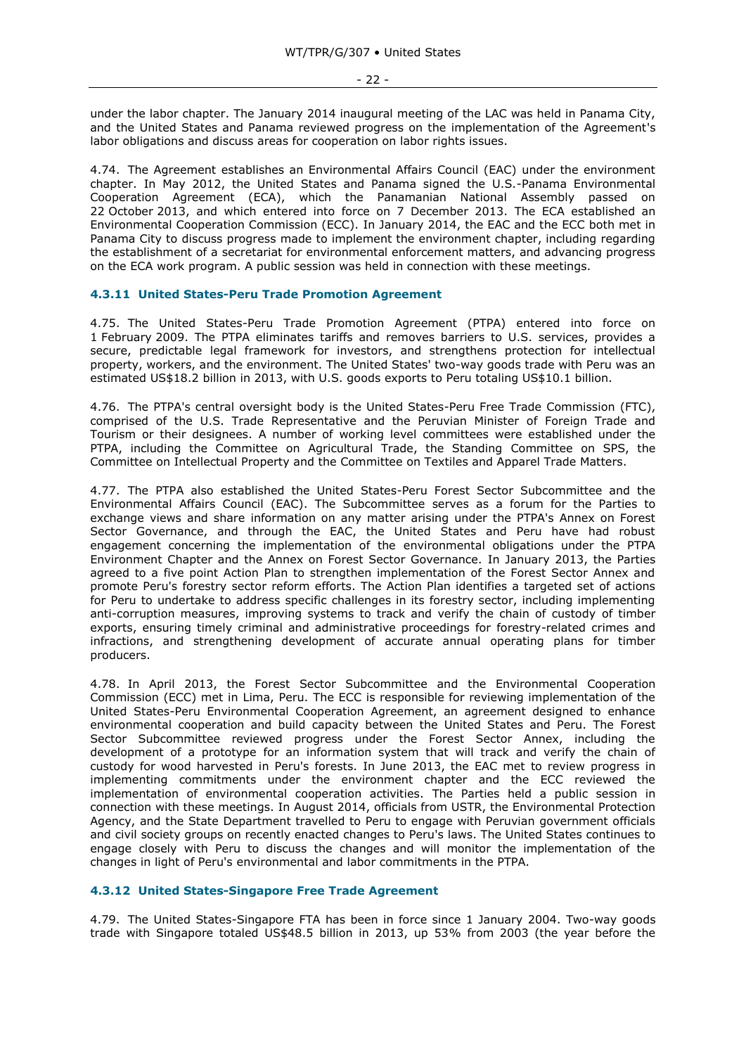under the labor chapter. The January 2014 inaugural meeting of the LAC was held in Panama City, and the United States and Panama reviewed progress on the implementation of the Agreement's labor obligations and discuss areas for cooperation on labor rights issues.

4.74. The Agreement establishes an Environmental Affairs Council (EAC) under the environment chapter. In May 2012, the United States and Panama signed the U.S.-Panama Environmental Cooperation Agreement (ECA), which the Panamanian National Assembly passed on 22 October 2013, and which entered into force on 7 December 2013. The ECA established an Environmental Cooperation Commission (ECC). In January 2014, the EAC and the ECC both met in Panama City to discuss progress made to implement the environment chapter, including regarding the establishment of a secretariat for environmental enforcement matters, and advancing progress on the ECA work program. A public session was held in connection with these meetings.

### 4.3.11 United States-Peru Trade Promotion Agreement

4.75. The United States-Peru Trade Promotion Agreement (PTPA) entered into force on 1 February 2009. The PTPA eliminates tariffs and removes barriers to U.S. services, provides a secure, predictable legal framework for investors, and strengthens protection for intellectual property, workers, and the environment. The United States' two-way goods trade with Peru was an estimated US$18.2 billion in 2013, with U.S. goods exports to Peru totaling US$10.1 billion.

4.76. The PTPA's central oversight body is the United States-Peru Free Trade Commission (FTC), comprised of the U.S. Trade Representative and the Peruvian Minister of Foreign Trade and Tourism or their designees. A number of working level committees were established under the PTPA, including the Committee on Agricultural Trade, the Standing Committee on SPS, the Committee on Intellectual Property and the Committee on Textiles and Apparel Trade Matters.

4.77. The PTPA also established the United States-Peru Forest Sector Subcommittee and the Environmental Affairs Council (EAC). The Subcommittee serves as a forum for the Parties to exchange views and share information on any matter arising under the PTPA's Annex on Forest Sector Governance, and through the EAC, the United States and Peru have had robust engagement concerning the implementation of the environmental obligations under the PTPA Environment Chapter and the Annex on Forest Sector Governance. In January 2013, the Parties agreed to a five point Action Plan to strengthen implementation of the Forest Sector Annex and promote Peru's forestry sector reform efforts. The Action Plan identifies a targeted set of actions for Peru to undertake to address specific challenges in its forestry sector, including implementing anti-corruption measures, improving systems to track and verify the chain of custody of timber exports, ensuring timely criminal and administrative proceedings for forestry-related crimes and infractions, and strengthening development of accurate annual operating plans for timber producers.

4.78. In April 2013, the Forest Sector Subcommittee and the Environmental Cooperation Commission (ECC) met in Lima, Peru. The ECC is responsible for reviewing implementation of the United States-Peru Environmental Cooperation Agreement, an agreement designed to enhance environmental cooperation and build capacity between the United States and Peru. The Forest Sector Subcommittee reviewed progress under the Forest Sector Annex, including the development of a prototype for an information system that will track and verify the chain of custody for wood harvested in Peru's forests. In June 2013, the EAC met to review progress in implementing commitments under the environment chapter and the ECC reviewed the implementation of environmental cooperation activities. The Parties held a public session in connection with these meetings. In August 2014, officials from USTR, the Environmental Protection Agency, and the State Department travelled to Peru to engage with Peruvian government officials and civil society groups on recently enacted changes to Peru's laws. The United States continues to engage closely with Peru to discuss the changes and will monitor the implementation of the changes in light of Peru's environmental and labor commitments in the PTPA.

### 4.3.12 United States-Singapore Free Trade Agreement

4.79. The United States-Singapore FTA has been in force since 1 January 2004. Two-way goods trade with Singapore totaled US$48.5 billion in 2013, up 53% from 2003 (the year before the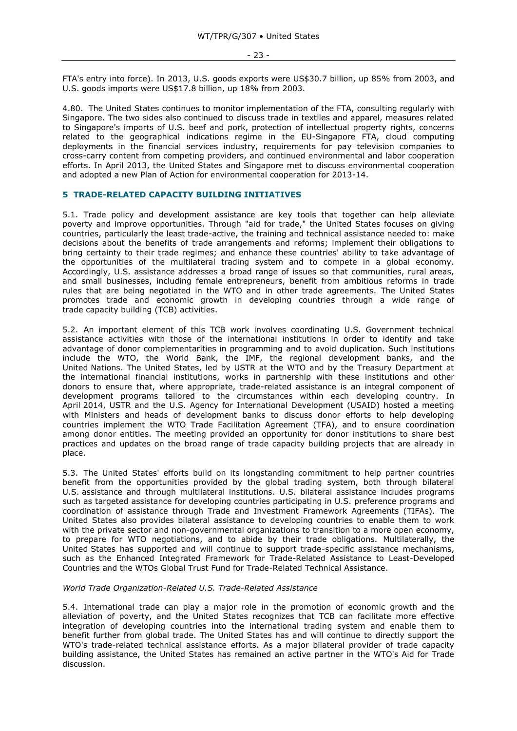FTA's entry into force). In 2013, U.S. goods exports were US$30.7 billion, up 85% from 2003, and U.S. goods imports were US$17.8 billion, up 18% from 2003.

4.80. The United States continues to monitor implementation of the FTA, consulting regularly with Singapore. The two sides also continued to discuss trade in textiles and apparel, measures related to Singapore's imports of U.S. beef and pork, protection of intellectual property rights, concerns related to the geographical indications regime in the EU-Singapore FTA, cloud computing deployments in the financial services industry, requirements for pay television companies to cross-carry content from competing providers, and continued environmental and labor cooperation efforts. In April 2013, the United States and Singapore met to discuss environmental cooperation and adopted a new Plan of Action for environmental cooperation for 2013-14.

## 5 TRADE-RELATED CAPACITY BUILDING INITIATIVES

5.1. Trade policy and development assistance are key tools that together can help alleviate poverty and improve opportunities. Through "aid for trade," the United States focuses on giving countries, particularly the least trade-active, the training and technical assistance needed to: make decisions about the benefits of trade arrangements and reforms; implement their obligations to bring certainty to their trade regimes; and enhance these countries' ability to take advantage of the opportunities of the multilateral trading system and to compete in a global economy. Accordingly, U.S. assistance addresses a broad range of issues so that communities, rural areas, and small businesses, including female entrepreneurs, benefit from ambitious reforms in trade rules that are being negotiated in the WTO and in other trade agreements. The United States promotes trade and economic growth in developing countries through a wide range of trade capacity building (TCB) activities.

5.2. An important element of this TCB work involves coordinating U.S. Government technical assistance activities with those of the international institutions in order to identify and take advantage of donor complementarities in programming and to avoid duplication. Such institutions include the WTO, the World Bank, the IMF, the regional development banks, and the United Nations. The United States, led by USTR at the WTO and by the Treasury Department at the international financial institutions, works in partnership with these institutions and other donors to ensure that, where appropriate, trade-related assistance is an integral component of development programs tailored to the circumstances within each developing country. In April 2014, USTR and the U.S. Agency for International Development (USAID) hosted a meeting with Ministers and heads of development banks to discuss donor efforts to help developing countries implement the WTO Trade Facilitation Agreement (TFA), and to ensure coordination among donor entities. The meeting provided an opportunity for donor institutions to share best practices and updates on the broad range of trade capacity building projects that are already in place.

5.3. The United States' efforts build on its longstanding commitment to help partner countries benefit from the opportunities provided by the global trading system, both through bilateral U.S. assistance and through multilateral institutions. U.S. bilateral assistance includes programs such as targeted assistance for developing countries participating in U.S. preference programs and coordination of assistance through Trade and Investment Framework Agreements (TIFAs). The United States also provides bilateral assistance to developing countries to enable them to work with the private sector and non-governmental organizations to transition to a more open economy, to prepare for WTO negotiations, and to abide by their trade obligations. Multilaterally, the United States has supported and will continue to support trade-specific assistance mechanisms, such as the Enhanced Integrated Framework for Trade-Related Assistance to Least-Developed Countries and the WTOs Global Trust Fund for Trade-Related Technical Assistance.

*World Trade Organization-Related U.S. Trade-Related Assistance*

5.4. International trade can play a major role in the promotion of economic growth and the alleviation of poverty, and the United States recognizes that TCB can facilitate more effective integration of developing countries into the international trading system and enable them to benefit further from global trade. The United States has and will continue to directly support the WTO's trade-related technical assistance efforts. As a major bilateral provider of trade capacity building assistance, the United States has remained an active partner in the WTO's Aid for Trade discussion.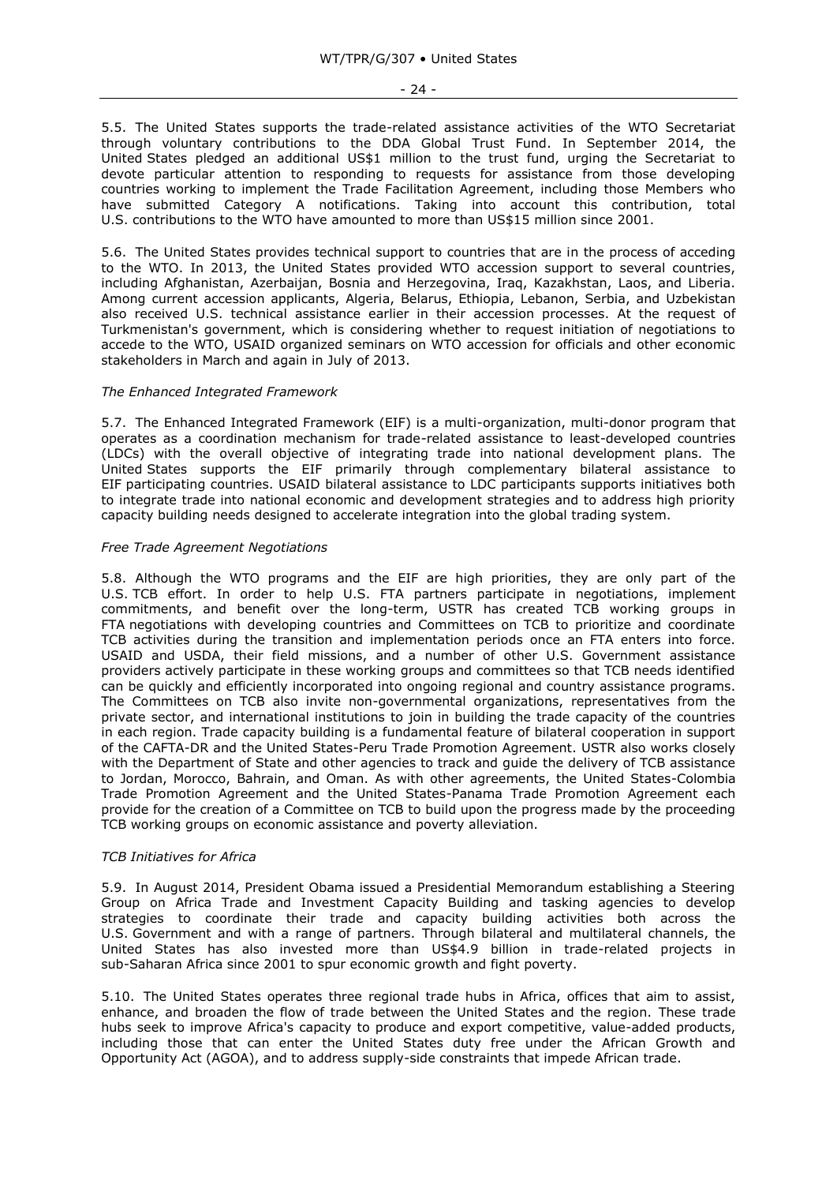5.5. The United States supports the trade-related assistance activities of the WTO Secretariat through voluntary contributions to the DDA Global Trust Fund. In September 2014, the United States pledged an additional US$1 million to the trust fund, urging the Secretariat to devote particular attention to responding to requests for assistance from those developing countries working to implement the Trade Facilitation Agreement, including those Members who have submitted Category A notifications. Taking into account this contribution, total U.S. contributions to the WTO have amounted to more than US$15 million since 2001.

5.6. The United States provides technical support to countries that are in the process of acceding to the WTO. In 2013, the United States provided WTO accession support to several countries, including Afghanistan, Azerbaijan, Bosnia and Herzegovina, Iraq, Kazakhstan, Laos, and Liberia. Among current accession applicants, Algeria, Belarus, Ethiopia, Lebanon, Serbia, and Uzbekistan also received U.S. technical assistance earlier in their accession processes. At the request of Turkmenistan's government, which is considering whether to request initiation of negotiations to accede to the WTO, USAID organized seminars on WTO accession for officials and other economic stakeholders in March and again in July of 2013.

*The Enhanced Integrated Framework*

5.7. The Enhanced Integrated Framework (EIF) is a multi-organization, multi-donor program that operates as a coordination mechanism for trade-related assistance to least-developed countries (LDCs) with the overall objective of integrating trade into national development plans. The United States supports the EIF primarily through complementary bilateral assistance to EIF participating countries. USAID bilateral assistance to LDC participants supports initiatives both to integrate trade into national economic and development strategies and to address high priority capacity building needs designed to accelerate integration into the global trading system.

*Free Trade Agreement Negotiations*

5.8. Although the WTO programs and the EIF are high priorities, they are only part of the U.S. TCB effort. In order to help U.S. FTA partners participate in negotiations, implement commitments, and benefit over the long-term, USTR has created TCB working groups in FTA negotiations with developing countries and Committees on TCB to prioritize and coordinate TCB activities during the transition and implementation periods once an FTA enters into force. USAID and USDA, their field missions, and a number of other U.S. Government assistance providers actively participate in these working groups and committees so that TCB needs identified can be quickly and efficiently incorporated into ongoing regional and country assistance programs. The Committees on TCB also invite non-governmental organizations, representatives from the private sector, and international institutions to join in building the trade capacity of the countries in each region. Trade capacity building is a fundamental feature of bilateral cooperation in support of the CAFTA-DR and the United States-Peru Trade Promotion Agreement. USTR also works closely with the Department of State and other agencies to track and guide the delivery of TCB assistance to Jordan, Morocco, Bahrain, and Oman. As with other agreements, the United States-Colombia Trade Promotion Agreement and the United States-Panama Trade Promotion Agreement each provide for the creation of a Committee on TCB to build upon the progress made by the proceeding TCB working groups on economic assistance and poverty alleviation.

*TCB Initiatives for Africa*

5.9. In August 2014, President Obama issued a Presidential Memorandum establishing a Steering Group on Africa Trade and Investment Capacity Building and tasking agencies to develop strategies to coordinate their trade and capacity building activities both across the U.S. Government and with a range of partners. Through bilateral and multilateral channels, the United States has also invested more than US$4.9 billion in trade-related projects in sub-Saharan Africa since 2001 to spur economic growth and fight poverty.

5.10. The United States operates three regional trade hubs in Africa, offices that aim to assist, enhance, and broaden the flow of trade between the United States and the region. These trade hubs seek to improve Africa's capacity to produce and export competitive, value-added products, including those that can enter the United States duty free under the African Growth and Opportunity Act (AGOA), and to address supply-side constraints that impede African trade.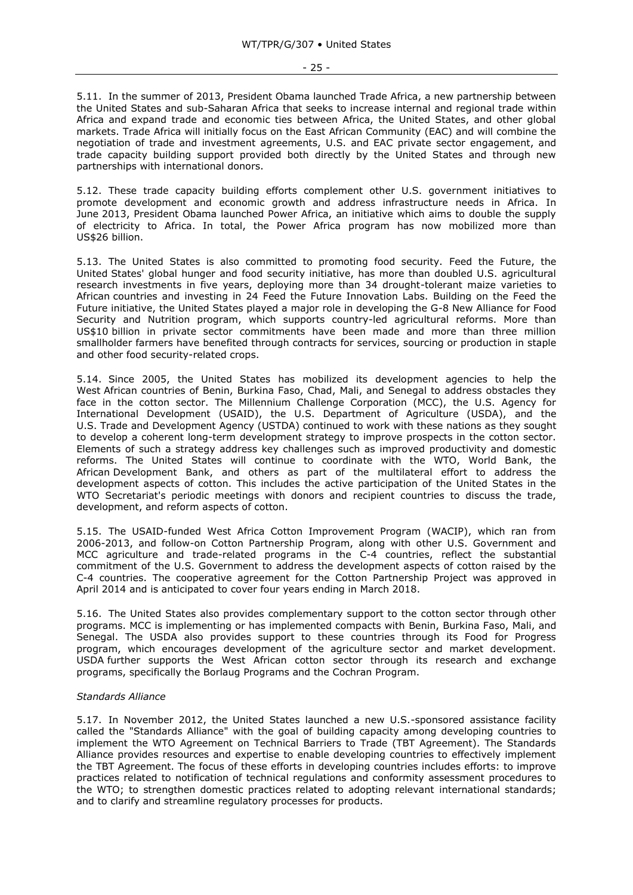5.11. In the summer of 2013, President Obama launched Trade Africa, a new partnership between the United States and sub-Saharan Africa that seeks to increase internal and regional trade within Africa and expand trade and economic ties between Africa, the United States, and other global markets. Trade Africa will initially focus on the East African Community (EAC) and will combine the negotiation of trade and investment agreements, U.S. and EAC private sector engagement, and trade capacity building support provided both directly by the United States and through new partnerships with international donors.

5.12. These trade capacity building efforts complement other U.S. government initiatives to promote development and economic growth and address infrastructure needs in Africa. In June 2013, President Obama launched Power Africa, an initiative which aims to double the supply of electricity to Africa. In total, the Power Africa program has now mobilized more than US$26 billion.

5.13. The United States is also committed to promoting food security. Feed the Future, the United States' global hunger and food security initiative, has more than doubled U.S. agricultural research investments in five years, deploying more than 34 drought-tolerant maize varieties to African countries and investing in 24 Feed the Future Innovation Labs. Building on the Feed the Future initiative, the United States played a major role in developing the G-8 New Alliance for Food Security and Nutrition program, which supports country-led agricultural reforms. More than US$10 billion in private sector commitments have been made and more than three million smallholder farmers have benefited through contracts for services, sourcing or production in staple and other food security-related crops.

5.14. Since 2005, the United States has mobilized its development agencies to help the West African countries of Benin, Burkina Faso, Chad, Mali, and Senegal to address obstacles they face in the cotton sector. The Millennium Challenge Corporation (MCC), the U.S. Agency for International Development (USAID), the U.S. Department of Agriculture (USDA), and the U.S. Trade and Development Agency (USTDA) continued to work with these nations as they sought to develop a coherent long-term development strategy to improve prospects in the cotton sector. Elements of such a strategy address key challenges such as improved productivity and domestic reforms. The United States will continue to coordinate with the WTO, World Bank, the African Development Bank, and others as part of the multilateral effort to address the development aspects of cotton. This includes the active participation of the United States in the WTO Secretariat's periodic meetings with donors and recipient countries to discuss the trade, development, and reform aspects of cotton.

5.15. The USAID-funded West Africa Cotton Improvement Program (WACIP), which ran from 2006-2013, and follow-on Cotton Partnership Program, along with other U.S. Government and MCC agriculture and trade-related programs in the C-4 countries, reflect the substantial commitment of the U.S. Government to address the development aspects of cotton raised by the C-4 countries. The cooperative agreement for the Cotton Partnership Project was approved in April 2014 and is anticipated to cover four years ending in March 2018.

5.16. The United States also provides complementary support to the cotton sector through other programs. MCC is implementing or has implemented compacts with Benin, Burkina Faso, Mali, and Senegal. The USDA also provides support to these countries through its Food for Progress program, which encourages development of the agriculture sector and market development. USDA further supports the West African cotton sector through its research and exchange programs, specifically the Borlaug Programs and the Cochran Program.

*Standards Alliance*

5.17. In November 2012, the United States launched a new U.S.-sponsored assistance facility called the "Standards Alliance" with the goal of building capacity among developing countries to implement the WTO Agreement on Technical Barriers to Trade (TBT Agreement). The Standards Alliance provides resources and expertise to enable developing countries to effectively implement the TBT Agreement. The focus of these efforts in developing countries includes efforts: to improve practices related to notification of technical regulations and conformity assessment procedures to the WTO; to strengthen domestic practices related to adopting relevant international standards; and to clarify and streamline regulatory processes for products.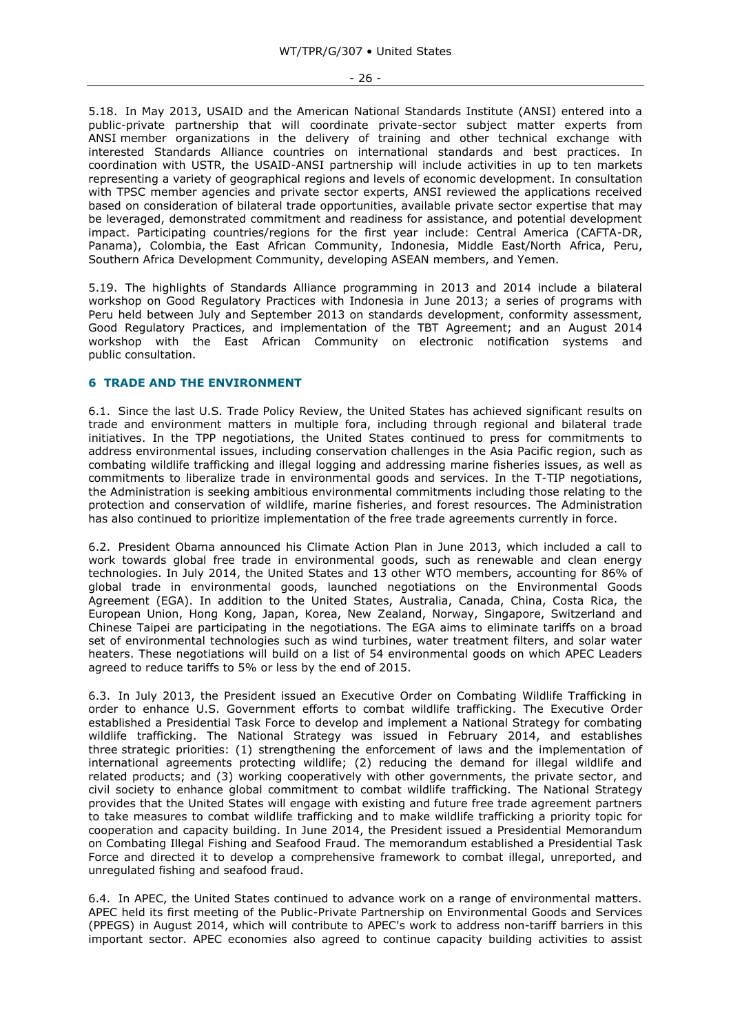5.18. In May 2013, USAID and the American National Standards Institute (ANSI) entered into a public-private partnership that will coordinate private-sector subject matter experts from ANSI member organizations in the delivery of training and other technical exchange with interested Standards Alliance countries on international standards and best practices. In coordination with USTR, the USAID-ANSI partnership will include activities in up to ten markets representing a variety of geographical regions and levels of economic development. In consultation with TPSC member agencies and private sector experts, ANSI reviewed the applications received based on consideration of bilateral trade opportunities, available private sector expertise that may be leveraged, demonstrated commitment and readiness for assistance, and potential development impact. Participating countries/regions for the first year include: Central America (CAFTA-DR, Panama), Colombia, the East African Community, Indonesia, Middle East/North Africa, Peru, Southern Africa Development Community, developing ASEAN members, and Yemen.

5.19. The highlights of Standards Alliance programming in 2013 and 2014 include a bilateral workshop on Good Regulatory Practices with Indonesia in June 2013; a series of programs with Peru held between July and September 2013 on standards development, conformity assessment, Good Regulatory Practices, and implementation of the TBT Agreement; and an August 2014 workshop with the East African Community on electronic notification systems and public consultation.

## 6 TRADE AND THE ENVIRONMENT

6.1. Since the last U.S. Trade Policy Review, the United States has achieved significant results on trade and environment matters in multiple fora, including through regional and bilateral trade initiatives. In the TPP negotiations, the United States continued to press for commitments to address environmental issues, including conservation challenges in the Asia Pacific region, such as combating wildlife trafficking and illegal logging and addressing marine fisheries issues, as well as commitments to liberalize trade in environmental goods and services. In the T-TIP negotiations, the Administration is seeking ambitious environmental commitments including those relating to the protection and conservation of wildlife, marine fisheries, and forest resources. The Administration has also continued to prioritize implementation of the free trade agreements currently in force.

6.2. President Obama announced his Climate Action Plan in June 2013, which included a call to work towards global free trade in environmental goods, such as renewable and clean energy technologies. In July 2014, the United States and 13 other WTO members, accounting for 86% of global trade in environmental goods, launched negotiations on the Environmental Goods Agreement (EGA). In addition to the United States, Australia, Canada, China, Costa Rica, the European Union, Hong Kong, Japan, Korea, New Zealand, Norway, Singapore, Switzerland and Chinese Taipei are participating in the negotiations. The EGA aims to eliminate tariffs on a broad set of environmental technologies such as wind turbines, water treatment filters, and solar water heaters. These negotiations will build on a list of 54 environmental goods on which APEC Leaders agreed to reduce tariffs to 5% or less by the end of 2015.

6.3. In July 2013, the President issued an Executive Order on Combating Wildlife Trafficking in order to enhance U.S. Government efforts to combat wildlife trafficking. The Executive Order established a Presidential Task Force to develop and implement a National Strategy for combating wildlife trafficking. The National Strategy was issued in February 2014, and establishes three strategic priorities: (1) strengthening the enforcement of laws and the implementation of international agreements protecting wildlife; (2) reducing the demand for illegal wildlife and related products; and (3) working cooperatively with other governments, the private sector, and civil society to enhance global commitment to combat wildlife trafficking. The National Strategy provides that the United States will engage with existing and future free trade agreement partners to take measures to combat wildlife trafficking and to make wildlife trafficking a priority topic for cooperation and capacity building. In June 2014, the President issued a Presidential Memorandum on Combating Illegal Fishing and Seafood Fraud. The memorandum established a Presidential Task Force and directed it to develop a comprehensive framework to combat illegal, unreported, and unregulated fishing and seafood fraud.

6.4. In APEC, the United States continued to advance work on a range of environmental matters. APEC held its first meeting of the Public-Private Partnership on Environmental Goods and Services (PPEGS) in August 2014, which will contribute to APEC's work to address non-tariff barriers in this important sector. APEC economies also agreed to continue capacity building activities to assist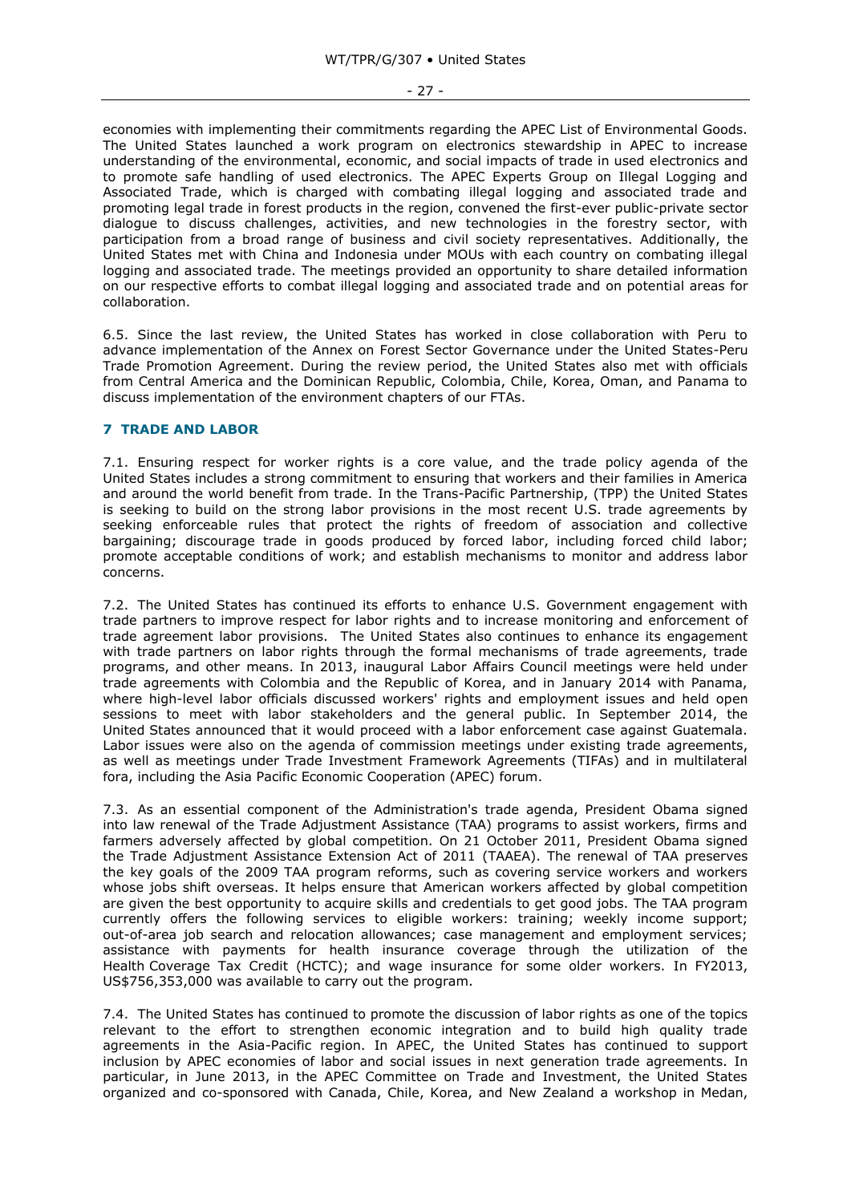economies with implementing their commitments regarding the APEC List of Environmental Goods. The United States launched a work program on electronics stewardship in APEC to increase understanding of the environmental, economic, and social impacts of trade in used electronics and to promote safe handling of used electronics. The APEC Experts Group on Illegal Logging and Associated Trade, which is charged with combating illegal logging and associated trade and promoting legal trade in forest products in the region, convened the first-ever public-private sector dialogue to discuss challenges, activities, and new technologies in the forestry sector, with participation from a broad range of business and civil society representatives. Additionally, the United States met with China and Indonesia under MOUs with each country on combating illegal logging and associated trade. The meetings provided an opportunity to share detailed information on our respective efforts to combat illegal logging and associated trade and on potential areas for collaboration.

6.5. Since the last review, the United States has worked in close collaboration with Peru to advance implementation of the Annex on Forest Sector Governance under the United States-Peru Trade Promotion Agreement. During the review period, the United States also met with officials from Central America and the Dominican Republic, Colombia, Chile, Korea, Oman, and Panama to discuss implementation of the environment chapters of our FTAs.

## 7 TRADE AND LABOR

7.1. Ensuring respect for worker rights is a core value, and the trade policy agenda of the United States includes a strong commitment to ensuring that workers and their families in America and around the world benefit from trade. In the Trans-Pacific Partnership, (TPP) the United States is seeking to build on the strong labor provisions in the most recent U.S. trade agreements by seeking enforceable rules that protect the rights of freedom of association and collective bargaining; discourage trade in goods produced by forced labor, including forced child labor; promote acceptable conditions of work; and establish mechanisms to monitor and address labor concerns.

7.2. The United States has continued its efforts to enhance U.S. Government engagement with trade partners to improve respect for labor rights and to increase monitoring and enforcement of trade agreement labor provisions. The United States also continues to enhance its engagement with trade partners on labor rights through the formal mechanisms of trade agreements, trade programs, and other means. In 2013, inaugural Labor Affairs Council meetings were held under trade agreements with Colombia and the Republic of Korea, and in January 2014 with Panama, where high-level labor officials discussed workers' rights and employment issues and held open sessions to meet with labor stakeholders and the general public. In September 2014, the United States announced that it would proceed with a labor enforcement case against Guatemala. Labor issues were also on the agenda of commission meetings under existing trade agreements, as well as meetings under Trade Investment Framework Agreements (TIFAs) and in multilateral fora, including the Asia Pacific Economic Cooperation (APEC) forum.

7.3. As an essential component of the Administration's trade agenda, President Obama signed into law renewal of the Trade Adjustment Assistance (TAA) programs to assist workers, firms and farmers adversely affected by global competition. On 21 October 2011, President Obama signed the Trade Adjustment Assistance Extension Act of 2011 (TAAEA). The renewal of TAA preserves the key goals of the 2009 TAA program reforms, such as covering service workers and workers whose jobs shift overseas. It helps ensure that American workers affected by global competition are given the best opportunity to acquire skills and credentials to get good jobs. The TAA program currently offers the following services to eligible workers: training; weekly income support; out-of-area job search and relocation allowances; case management and employment services; assistance with payments for health insurance coverage through the utilization of the Health Coverage Tax Credit (HCTC); and wage insurance for some older workers. In FY2013, US$756,353,000 was available to carry out the program.

7.4. The United States has continued to promote the discussion of labor rights as one of the topics relevant to the effort to strengthen economic integration and to build high quality trade agreements in the Asia-Pacific region. In APEC, the United States has continued to support inclusion by APEC economies of labor and social issues in next generation trade agreements. In particular, in June 2013, in the APEC Committee on Trade and Investment, the United States organized and co-sponsored with Canada, Chile, Korea, and New Zealand a workshop in Medan,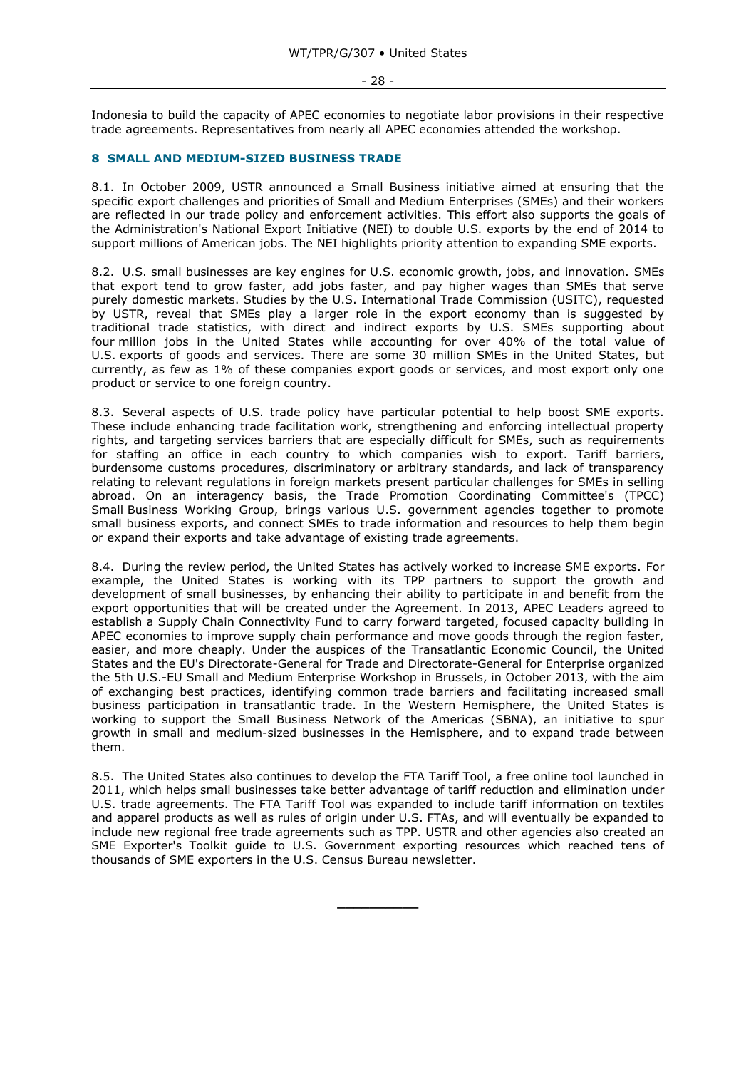Indonesia to build the capacity of APEC economies to negotiate labor provisions in their respective trade agreements. Representatives from nearly all APEC economies attended the workshop.

## 8 SMALL AND MEDIUM-SIZED BUSINESS TRADE

8.1. In October 2009, USTR announced a Small Business initiative aimed at ensuring that the specific export challenges and priorities of Small and Medium Enterprises (SMEs) and their workers are reflected in our trade policy and enforcement activities. This effort also supports the goals of the Administration's National Export Initiative (NEI) to double U.S. exports by the end of 2014 to support millions of American jobs. The NEI highlights priority attention to expanding SME exports.

8.2. U.S. small businesses are key engines for U.S. economic growth, jobs, and innovation. SMEs that export tend to grow faster, add jobs faster, and pay higher wages than SMEs that serve purely domestic markets. Studies by the U.S. International Trade Commission (USITC), requested by USTR, reveal that SMEs play a larger role in the export economy than is suggested by traditional trade statistics, with direct and indirect exports by U.S. SMEs supporting about four million jobs in the United States while accounting for over 40% of the total value of U.S. exports of goods and services. There are some 30 million SMEs in the United States, but currently, as few as 1% of these companies export goods or services, and most export only one product or service to one foreign country.

8.3. Several aspects of U.S. trade policy have particular potential to help boost SME exports. These include enhancing trade facilitation work, strengthening and enforcing intellectual property rights, and targeting services barriers that are especially difficult for SMEs, such as requirements for staffing an office in each country to which companies wish to export. Tariff barriers, burdensome customs procedures, discriminatory or arbitrary standards, and lack of transparency relating to relevant regulations in foreign markets present particular challenges for SMEs in selling abroad. On an interagency basis, the Trade Promotion Coordinating Committee's (TPCC) Small Business Working Group, brings various U.S. government agencies together to promote small business exports, and connect SMEs to trade information and resources to help them begin or expand their exports and take advantage of existing trade agreements.

8.4. During the review period, the United States has actively worked to increase SME exports. For example, the United States is working with its TPP partners to support the growth and development of small businesses, by enhancing their ability to participate in and benefit from the export opportunities that will be created under the Agreement. In 2013, APEC Leaders agreed to establish a Supply Chain Connectivity Fund to carry forward targeted, focused capacity building in APEC economies to improve supply chain performance and move goods through the region faster, easier, and more cheaply. Under the auspices of the Transatlantic Economic Council, the United States and the EU's Directorate-General for Trade and Directorate-General for Enterprise organized the 5th U.S.-EU Small and Medium Enterprise Workshop in Brussels, in October 2013, with the aim of exchanging best practices, identifying common trade barriers and facilitating increased small business participation in transatlantic trade. In the Western Hemisphere, the United States is working to support the Small Business Network of the Americas (SBNA), an initiative to spur growth in small and medium-sized businesses in the Hemisphere, and to expand trade between them.

8.5. The United States also continues to develop the FTA Tariff Tool, a free online tool launched in 2011, which helps small businesses take better advantage of tariff reduction and elimination under U.S. trade agreements. The FTA Tariff Tool was expanded to include tariff information on textiles and apparel products as well as rules of origin under U.S. FTAs, and will eventually be expanded to include new regional free trade agreements such as TPP. USTR and other agencies also created an SME Exporter's Toolkit guide to U.S. Government exporting resources which reached tens of thousands of SME exporters in the U.S. Census Bureau newsletter.